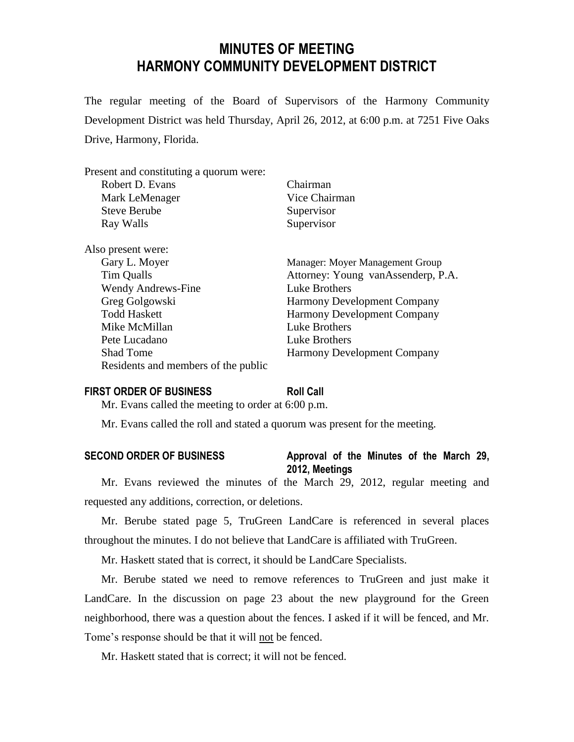# MINUTES OF MEETING
# HARMONY COMMUNITY DEVELOPMENT DISTRICT

The regular meeting of the Board of Supervisors of the Harmony Community Development District was held Thursday, April 26, 2012, at 6:00 p.m. at 7251 Five Oaks Drive, Harmony, Florida.

Present and constituting a quorum were:

| | |
|---|---|
| Robert D. Evans | Chairman |
| Mark LeMenager | Vice Chairman |
| Steve Berube | Supervisor |
| Ray Walls | Supervisor |

Also present were:

| | |
|---|---|
| Gary L. Moyer | Manager: Moyer Management Group |
| Tim Qualls | Attorney: Young vanAssenderp, P.A. |
| Wendy Andrews-Fine | Luke Brothers |
| Greg Golgowski | Harmony Development Company |
| Todd Haskett | Harmony Development Company |
| Mike McMillan | Luke Brothers |
| Pete Lucadano | Luke Brothers |
| Shad Tome | Harmony Development Company |
| Residents and members of the public | |

**FIRST ORDER OF BUSINESS** **Roll Call**

Mr. Evans called the meeting to order at 6:00 p.m.

Mr. Evans called the roll and stated a quorum was present for the meeting.

**SECOND ORDER OF BUSINESS** **Approval of the Minutes of the March 29, 2012, Meetings**

Mr. Evans reviewed the minutes of the March 29, 2012, regular meeting and requested any additions, correction, or deletions.

Mr. Berube stated page 5, TruGreen LandCare is referenced in several places throughout the minutes. I do not believe that LandCare is affiliated with TruGreen.

Mr. Haskett stated that is correct, it should be LandCare Specialists.

Mr. Berube stated we need to remove references to TruGreen and just make it LandCare. In the discussion on page 23 about the new playground for the Green neighborhood, there was a question about the fences. I asked if it will be fenced, and Mr. Tome's response should be that it will not be fenced.

Mr. Haskett stated that is correct; it will not be fenced.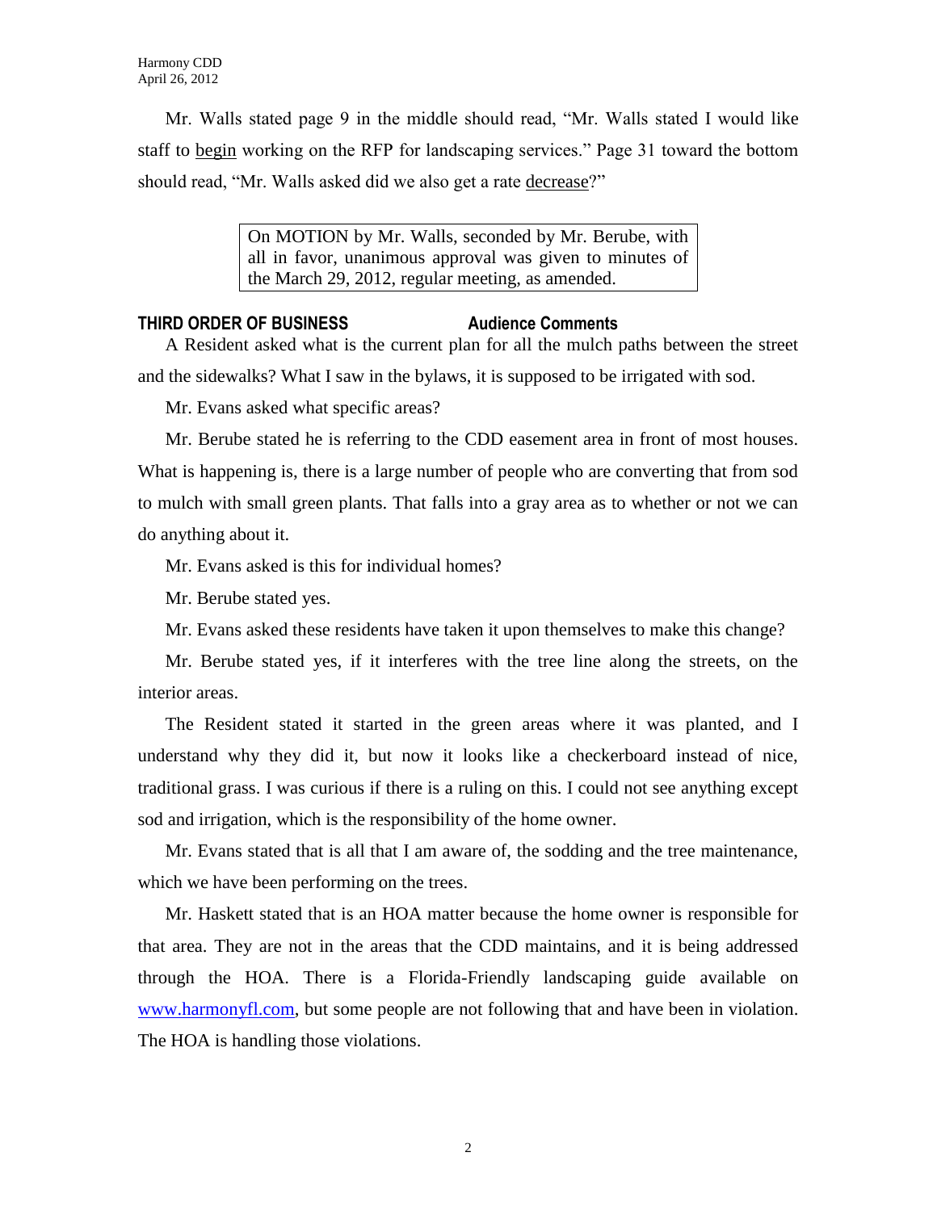Mr. Walls stated page 9 in the middle should read, "Mr. Walls stated I would like staff to begin working on the RFP for landscaping services." Page 31 toward the bottom should read, "Mr. Walls asked did we also get a rate decrease?"

> On MOTION by Mr. Walls, seconded by Mr. Berube, with all in favor, unanimous approval was given to minutes of the March 29, 2012, regular meeting, as amended.

**THIRD ORDER OF BUSINESS Audience Comments**

A Resident asked what is the current plan for all the mulch paths between the street and the sidewalks? What I saw in the bylaws, it is supposed to be irrigated with sod.

Mr. Evans asked what specific areas?

Mr. Berube stated he is referring to the CDD easement area in front of most houses. What is happening is, there is a large number of people who are converting that from sod to mulch with small green plants. That falls into a gray area as to whether or not we can do anything about it.

Mr. Evans asked is this for individual homes?

Mr. Berube stated yes.

Mr. Evans asked these residents have taken it upon themselves to make this change?

Mr. Berube stated yes, if it interferes with the tree line along the streets, on the interior areas.

The Resident stated it started in the green areas where it was planted, and I understand why they did it, but now it looks like a checkerboard instead of nice, traditional grass. I was curious if there is a ruling on this. I could not see anything except sod and irrigation, which is the responsibility of the home owner.

Mr. Evans stated that is all that I am aware of, the sodding and the tree maintenance, which we have been performing on the trees.

Mr. Haskett stated that is an HOA matter because the home owner is responsible for that area. They are not in the areas that the CDD maintains, and it is being addressed through the HOA. There is a Florida-Friendly landscaping guide available on www.harmonyfl.com, but some people are not following that and have been in violation. The HOA is handling those violations.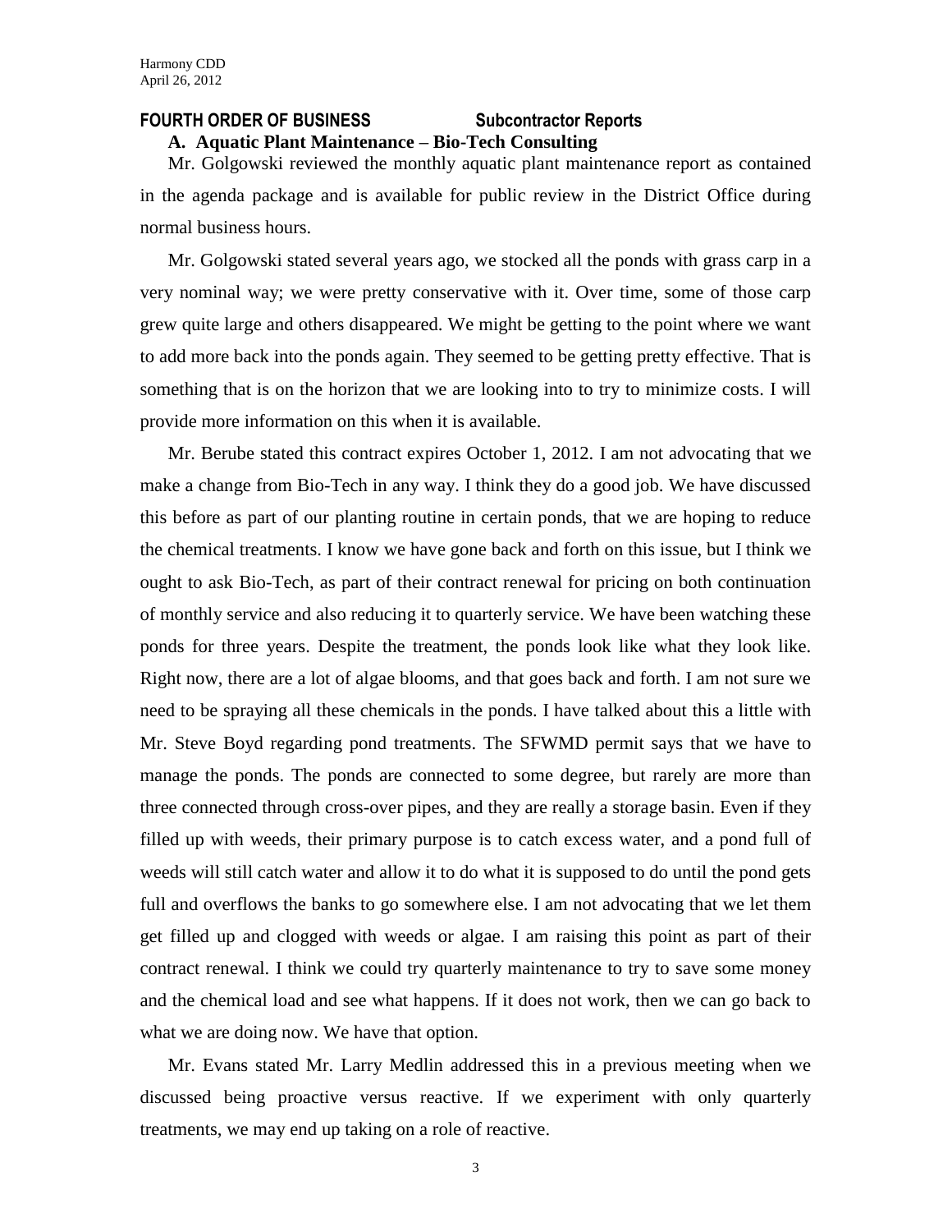**FOURTH ORDER OF BUSINESS Subcontractor Reports**

**A. Aquatic Plant Maintenance – Bio-Tech Consulting**

Mr. Golgowski reviewed the monthly aquatic plant maintenance report as contained in the agenda package and is available for public review in the District Office during normal business hours.

Mr. Golgowski stated several years ago, we stocked all the ponds with grass carp in a very nominal way; we were pretty conservative with it. Over time, some of those carp grew quite large and others disappeared. We might be getting to the point where we want to add more back into the ponds again. They seemed to be getting pretty effective. That is something that is on the horizon that we are looking into to try to minimize costs. I will provide more information on this when it is available.

Mr. Berube stated this contract expires October 1, 2012. I am not advocating that we make a change from Bio-Tech in any way. I think they do a good job. We have discussed this before as part of our planting routine in certain ponds, that we are hoping to reduce the chemical treatments. I know we have gone back and forth on this issue, but I think we ought to ask Bio-Tech, as part of their contract renewal for pricing on both continuation of monthly service and also reducing it to quarterly service. We have been watching these ponds for three years. Despite the treatment, the ponds look like what they look like. Right now, there are a lot of algae blooms, and that goes back and forth. I am not sure we need to be spraying all these chemicals in the ponds. I have talked about this a little with Mr. Steve Boyd regarding pond treatments. The SFWMD permit says that we have to manage the ponds. The ponds are connected to some degree, but rarely are more than three connected through cross-over pipes, and they are really a storage basin. Even if they filled up with weeds, their primary purpose is to catch excess water, and a pond full of weeds will still catch water and allow it to do what it is supposed to do until the pond gets full and overflows the banks to go somewhere else. I am not advocating that we let them get filled up and clogged with weeds or algae. I am raising this point as part of their contract renewal. I think we could try quarterly maintenance to try to save some money and the chemical load and see what happens. If it does not work, then we can go back to what we are doing now. We have that option.

Mr. Evans stated Mr. Larry Medlin addressed this in a previous meeting when we discussed being proactive versus reactive. If we experiment with only quarterly treatments, we may end up taking on a role of reactive.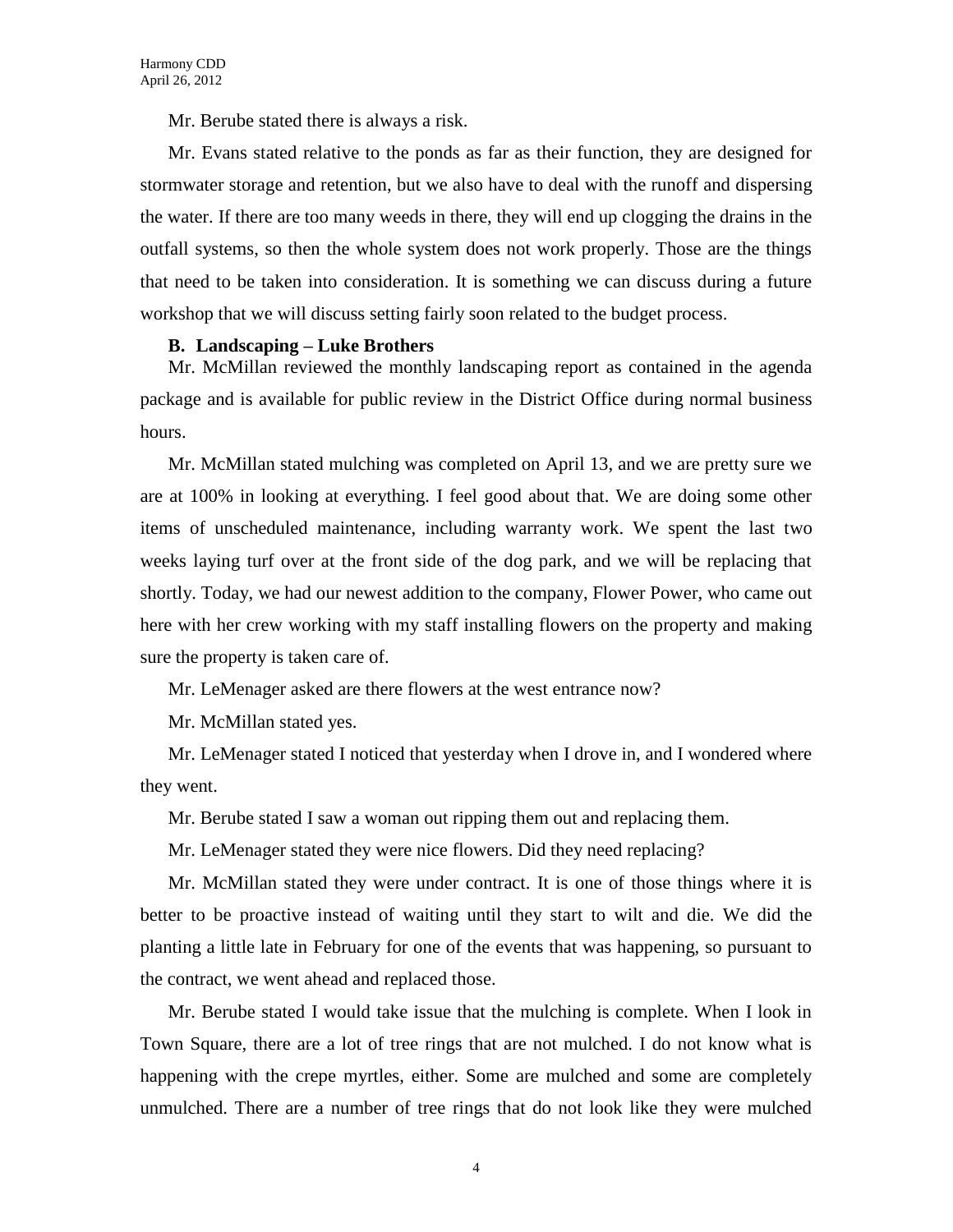Mr. Berube stated there is always a risk.

Mr. Evans stated relative to the ponds as far as their function, they are designed for stormwater storage and retention, but we also have to deal with the runoff and dispersing the water. If there are too many weeds in there, they will end up clogging the drains in the outfall systems, so then the whole system does not work properly. Those are the things that need to be taken into consideration. It is something we can discuss during a future workshop that we will discuss setting fairly soon related to the budget process.

**B. Landscaping – Luke Brothers**

Mr. McMillan reviewed the monthly landscaping report as contained in the agenda package and is available for public review in the District Office during normal business hours.

Mr. McMillan stated mulching was completed on April 13, and we are pretty sure we are at 100% in looking at everything. I feel good about that. We are doing some other items of unscheduled maintenance, including warranty work. We spent the last two weeks laying turf over at the front side of the dog park, and we will be replacing that shortly. Today, we had our newest addition to the company, Flower Power, who came out here with her crew working with my staff installing flowers on the property and making sure the property is taken care of.

Mr. LeMenager asked are there flowers at the west entrance now?

Mr. McMillan stated yes.

Mr. LeMenager stated I noticed that yesterday when I drove in, and I wondered where they went.

Mr. Berube stated I saw a woman out ripping them out and replacing them.

Mr. LeMenager stated they were nice flowers. Did they need replacing?

Mr. McMillan stated they were under contract. It is one of those things where it is better to be proactive instead of waiting until they start to wilt and die. We did the planting a little late in February for one of the events that was happening, so pursuant to the contract, we went ahead and replaced those.

Mr. Berube stated I would take issue that the mulching is complete. When I look in Town Square, there are a lot of tree rings that are not mulched. I do not know what is happening with the crepe myrtles, either. Some are mulched and some are completely unmulched. There are a number of tree rings that do not look like they were mulched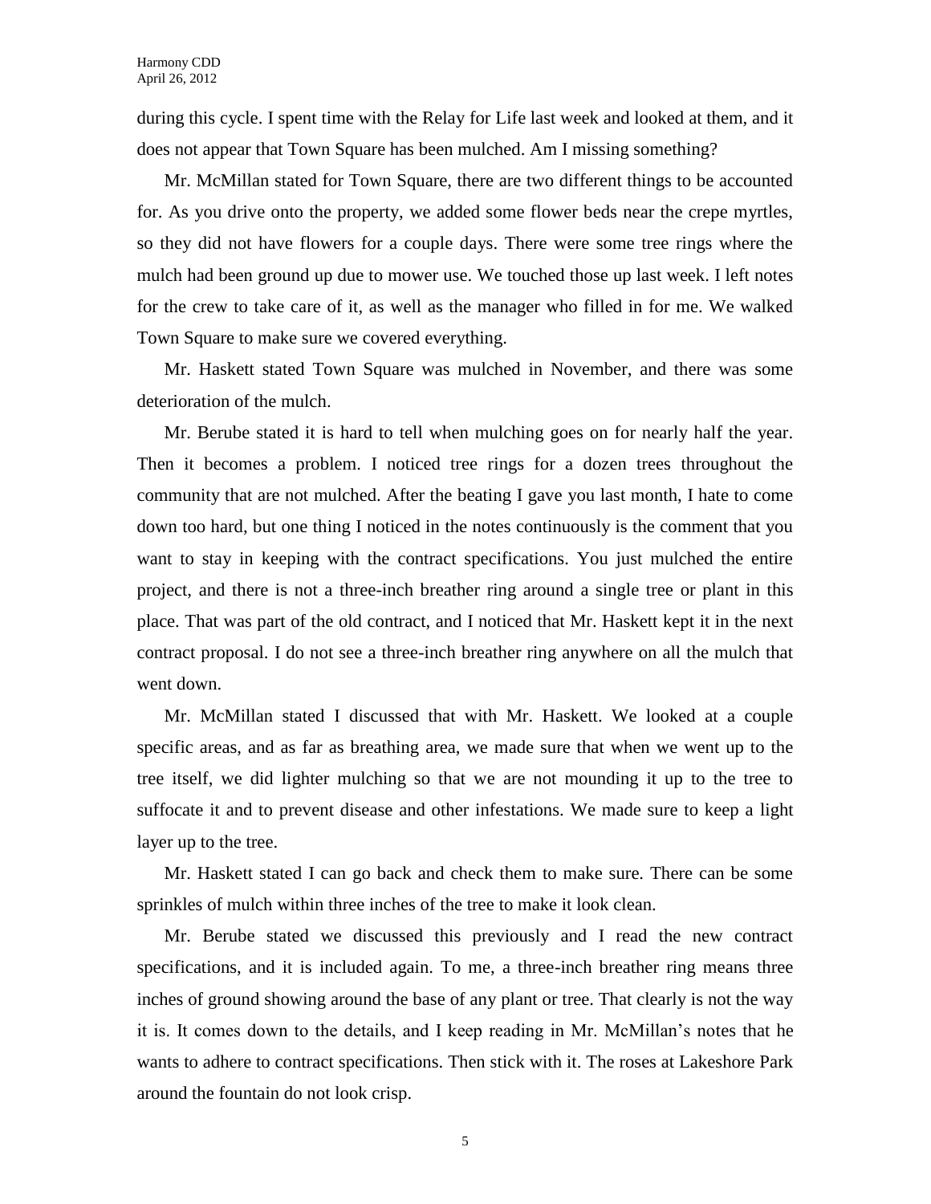during this cycle. I spent time with the Relay for Life last week and looked at them, and it does not appear that Town Square has been mulched. Am I missing something?

Mr. McMillan stated for Town Square, there are two different things to be accounted for. As you drive onto the property, we added some flower beds near the crepe myrtles, so they did not have flowers for a couple days. There were some tree rings where the mulch had been ground up due to mower use. We touched those up last week. I left notes for the crew to take care of it, as well as the manager who filled in for me. We walked Town Square to make sure we covered everything.

Mr. Haskett stated Town Square was mulched in November, and there was some deterioration of the mulch.

Mr. Berube stated it is hard to tell when mulching goes on for nearly half the year. Then it becomes a problem. I noticed tree rings for a dozen trees throughout the community that are not mulched. After the beating I gave you last month, I hate to come down too hard, but one thing I noticed in the notes continuously is the comment that you want to stay in keeping with the contract specifications. You just mulched the entire project, and there is not a three-inch breather ring around a single tree or plant in this place. That was part of the old contract, and I noticed that Mr. Haskett kept it in the next contract proposal. I do not see a three-inch breather ring anywhere on all the mulch that went down.

Mr. McMillan stated I discussed that with Mr. Haskett. We looked at a couple specific areas, and as far as breathing area, we made sure that when we went up to the tree itself, we did lighter mulching so that we are not mounding it up to the tree to suffocate it and to prevent disease and other infestations. We made sure to keep a light layer up to the tree.

Mr. Haskett stated I can go back and check them to make sure. There can be some sprinkles of mulch within three inches of the tree to make it look clean.

Mr. Berube stated we discussed this previously and I read the new contract specifications, and it is included again. To me, a three-inch breather ring means three inches of ground showing around the base of any plant or tree. That clearly is not the way it is. It comes down to the details, and I keep reading in Mr. McMillan's notes that he wants to adhere to contract specifications. Then stick with it. The roses at Lakeshore Park around the fountain do not look crisp.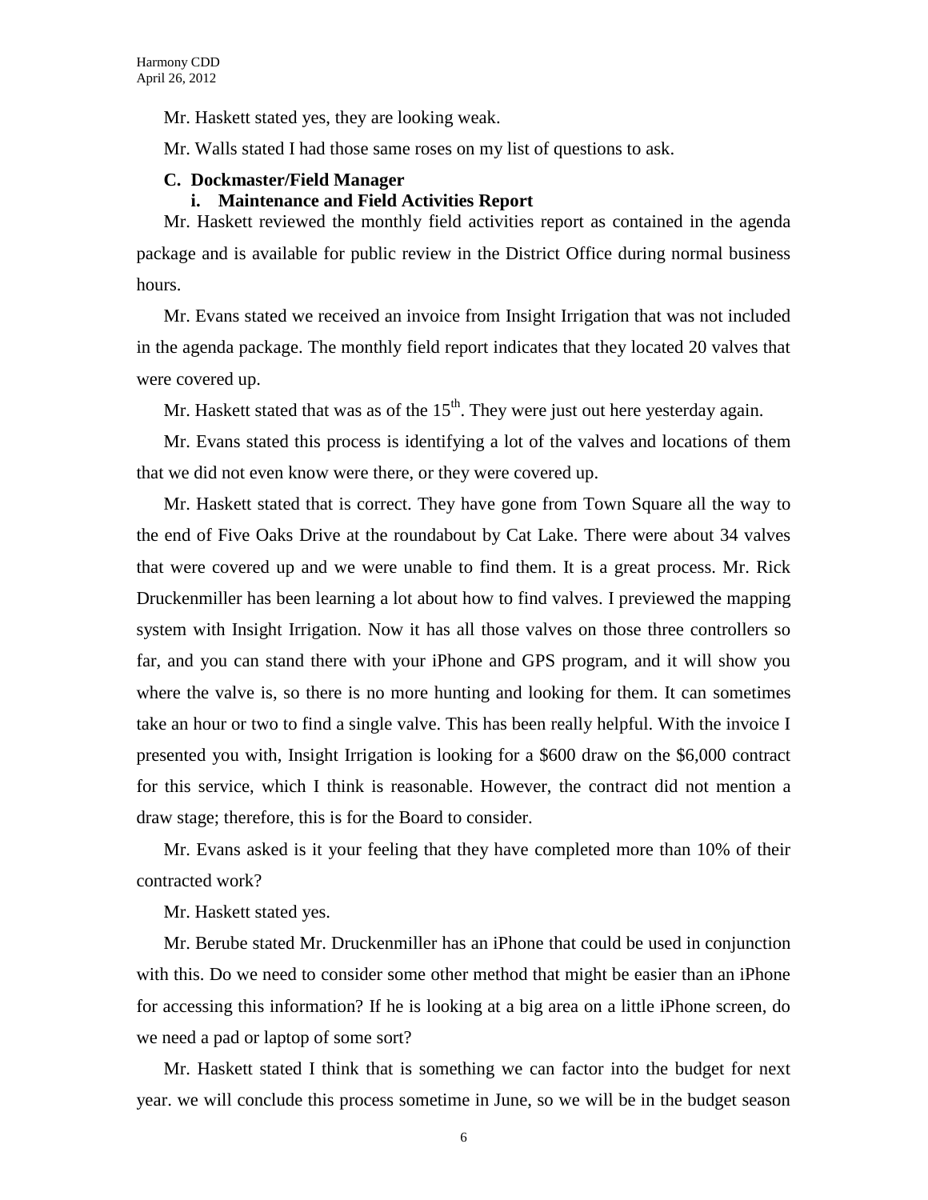Mr. Haskett stated yes, they are looking weak.

Mr. Walls stated I had those same roses on my list of questions to ask.

**C. Dockmaster/Field Manager**

**i. Maintenance and Field Activities Report**

Mr. Haskett reviewed the monthly field activities report as contained in the agenda package and is available for public review in the District Office during normal business hours.

Mr. Evans stated we received an invoice from Insight Irrigation that was not included in the agenda package. The monthly field report indicates that they located 20 valves that were covered up.

Mr. Haskett stated that was as of the 15th. They were just out here yesterday again.

Mr. Evans stated this process is identifying a lot of the valves and locations of them that we did not even know were there, or they were covered up.

Mr. Haskett stated that is correct. They have gone from Town Square all the way to the end of Five Oaks Drive at the roundabout by Cat Lake. There were about 34 valves that were covered up and we were unable to find them. It is a great process. Mr. Rick Druckenmiller has been learning a lot about how to find valves. I previewed the mapping system with Insight Irrigation. Now it has all those valves on those three controllers so far, and you can stand there with your iPhone and GPS program, and it will show you where the valve is, so there is no more hunting and looking for them. It can sometimes take an hour or two to find a single valve. This has been really helpful. With the invoice I presented you with, Insight Irrigation is looking for a $600 draw on the $6,000 contract for this service, which I think is reasonable. However, the contract did not mention a draw stage; therefore, this is for the Board to consider.

Mr. Evans asked is it your feeling that they have completed more than 10% of their contracted work?

Mr. Haskett stated yes.

Mr. Berube stated Mr. Druckenmiller has an iPhone that could be used in conjunction with this. Do we need to consider some other method that might be easier than an iPhone for accessing this information? If he is looking at a big area on a little iPhone screen, do we need a pad or laptop of some sort?

Mr. Haskett stated I think that is something we can factor into the budget for next year. we will conclude this process sometime in June, so we will be in the budget season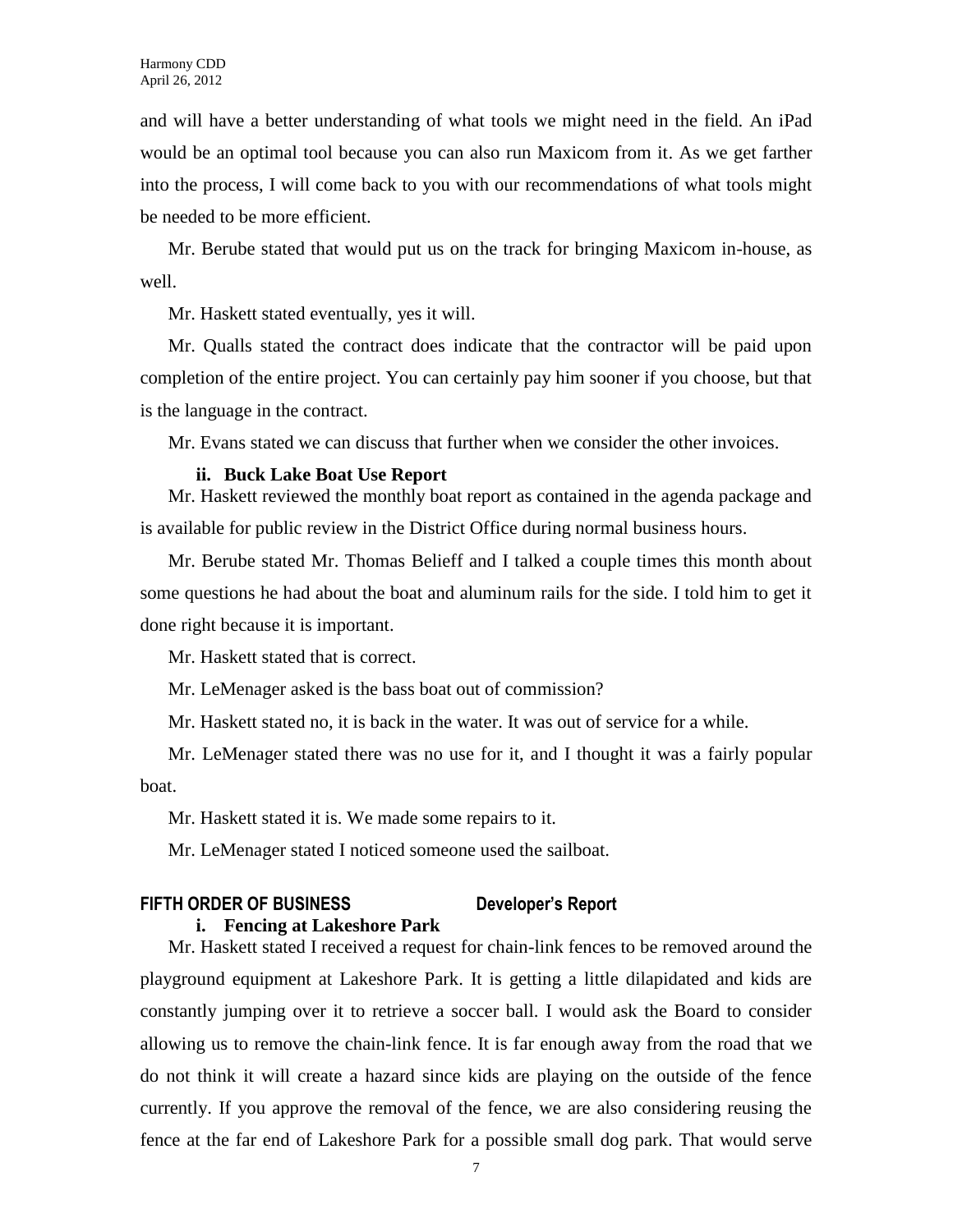and will have a better understanding of what tools we might need in the field. An iPad would be an optimal tool because you can also run Maxicom from it. As we get farther into the process, I will come back to you with our recommendations of what tools might be needed to be more efficient.

Mr. Berube stated that would put us on the track for bringing Maxicom in-house, as well.

Mr. Haskett stated eventually, yes it will.

Mr. Qualls stated the contract does indicate that the contractor will be paid upon completion of the entire project. You can certainly pay him sooner if you choose, but that is the language in the contract.

Mr. Evans stated we can discuss that further when we consider the other invoices.

**ii. Buck Lake Boat Use Report**

Mr. Haskett reviewed the monthly boat report as contained in the agenda package and is available for public review in the District Office during normal business hours.

Mr. Berube stated Mr. Thomas Belieff and I talked a couple times this month about some questions he had about the boat and aluminum rails for the side. I told him to get it done right because it is important.

Mr. Haskett stated that is correct.

Mr. LeMenager asked is the bass boat out of commission?

Mr. Haskett stated no, it is back in the water. It was out of service for a while.

Mr. LeMenager stated there was no use for it, and I thought it was a fairly popular boat.

Mr. Haskett stated it is. We made some repairs to it.

Mr. LeMenager stated I noticed someone used the sailboat.

## FIFTH ORDER OF BUSINESS — Developer's Report

**i. Fencing at Lakeshore Park**

Mr. Haskett stated I received a request for chain-link fences to be removed around the playground equipment at Lakeshore Park. It is getting a little dilapidated and kids are constantly jumping over it to retrieve a soccer ball. I would ask the Board to consider allowing us to remove the chain-link fence. It is far enough away from the road that we do not think it will create a hazard since kids are playing on the outside of the fence currently. If you approve the removal of the fence, we are also considering reusing the fence at the far end of Lakeshore Park for a possible small dog park. That would serve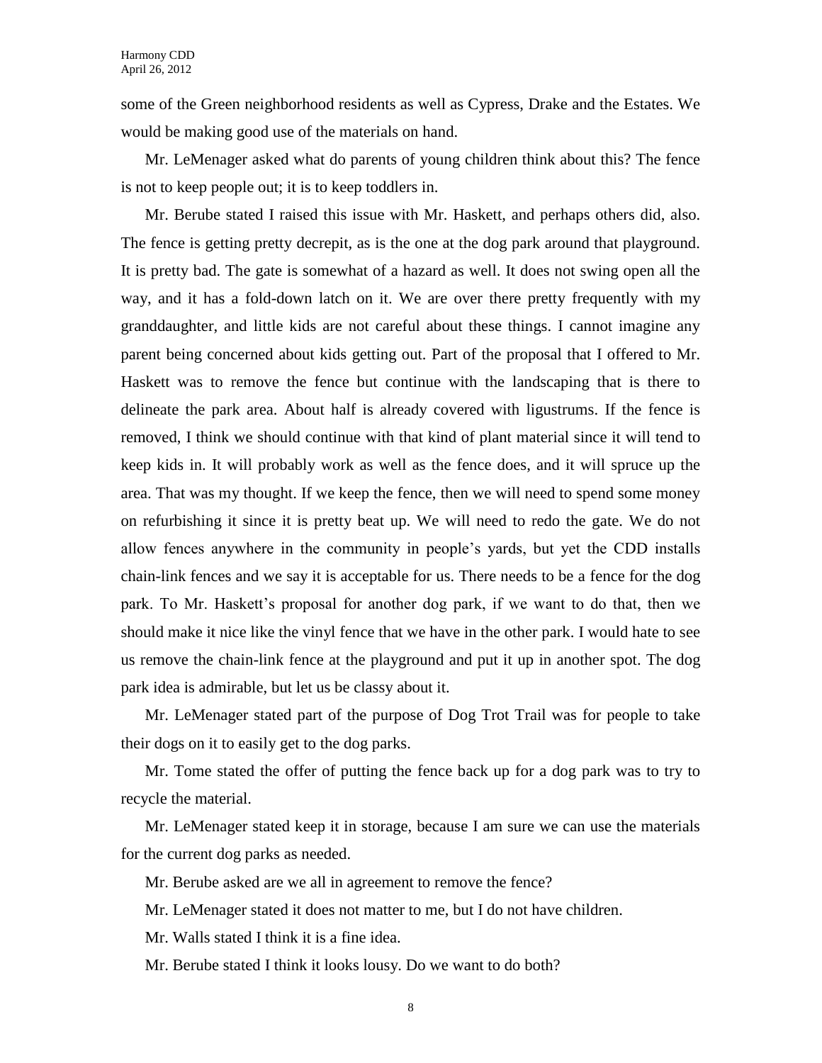some of the Green neighborhood residents as well as Cypress, Drake and the Estates. We would be making good use of the materials on hand.

Mr. LeMenager asked what do parents of young children think about this? The fence is not to keep people out; it is to keep toddlers in.

Mr. Berube stated I raised this issue with Mr. Haskett, and perhaps others did, also. The fence is getting pretty decrepit, as is the one at the dog park around that playground. It is pretty bad. The gate is somewhat of a hazard as well. It does not swing open all the way, and it has a fold-down latch on it. We are over there pretty frequently with my granddaughter, and little kids are not careful about these things. I cannot imagine any parent being concerned about kids getting out. Part of the proposal that I offered to Mr. Haskett was to remove the fence but continue with the landscaping that is there to delineate the park area. About half is already covered with ligustrums. If the fence is removed, I think we should continue with that kind of plant material since it will tend to keep kids in. It will probably work as well as the fence does, and it will spruce up the area. That was my thought. If we keep the fence, then we will need to spend some money on refurbishing it since it is pretty beat up. We will need to redo the gate. We do not allow fences anywhere in the community in people's yards, but yet the CDD installs chain-link fences and we say it is acceptable for us. There needs to be a fence for the dog park. To Mr. Haskett's proposal for another dog park, if we want to do that, then we should make it nice like the vinyl fence that we have in the other park. I would hate to see us remove the chain-link fence at the playground and put it up in another spot. The dog park idea is admirable, but let us be classy about it.

Mr. LeMenager stated part of the purpose of Dog Trot Trail was for people to take their dogs on it to easily get to the dog parks.

Mr. Tome stated the offer of putting the fence back up for a dog park was to try to recycle the material.

Mr. LeMenager stated keep it in storage, because I am sure we can use the materials for the current dog parks as needed.

Mr. Berube asked are we all in agreement to remove the fence?

Mr. LeMenager stated it does not matter to me, but I do not have children.

Mr. Walls stated I think it is a fine idea.

Mr. Berube stated I think it looks lousy. Do we want to do both?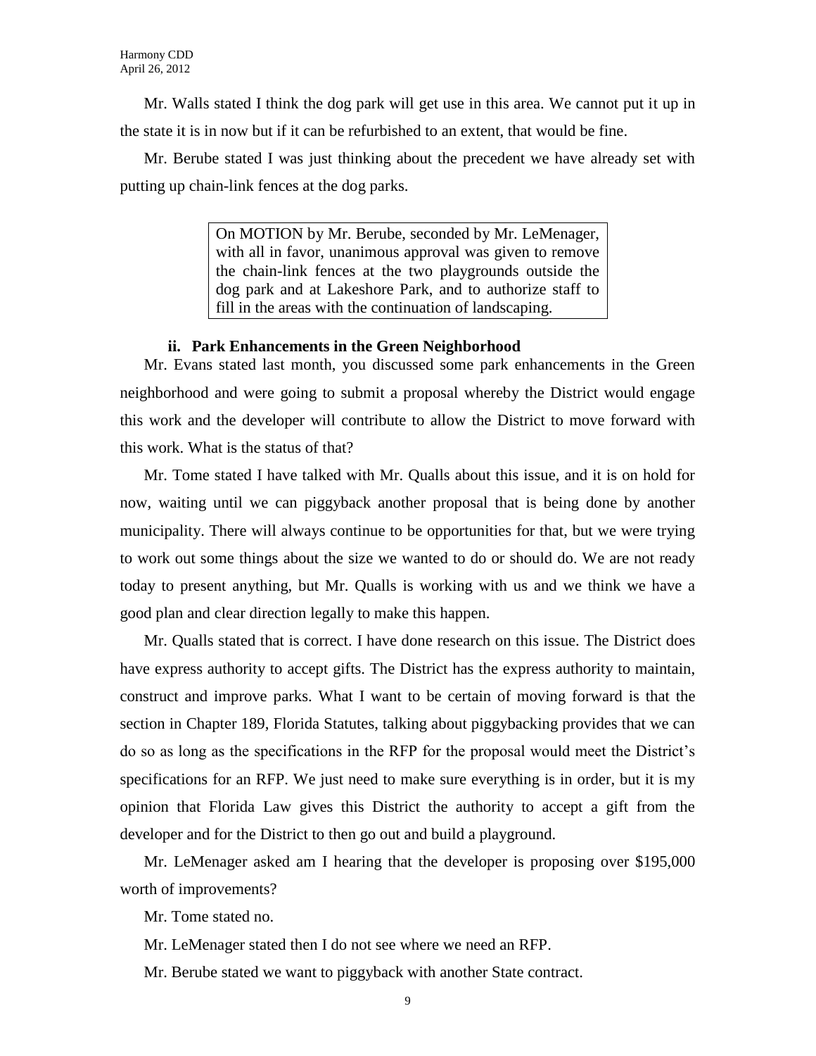Mr. Walls stated I think the dog park will get use in this area. We cannot put it up in the state it is in now but if it can be refurbished to an extent, that would be fine.

Mr. Berube stated I was just thinking about the precedent we have already set with putting up chain-link fences at the dog parks.

> On MOTION by Mr. Berube, seconded by Mr. LeMenager, with all in favor, unanimous approval was given to remove the chain-link fences at the two playgrounds outside the dog park and at Lakeshore Park, and to authorize staff to fill in the areas with the continuation of landscaping.

**ii. Park Enhancements in the Green Neighborhood**

Mr. Evans stated last month, you discussed some park enhancements in the Green neighborhood and were going to submit a proposal whereby the District would engage this work and the developer will contribute to allow the District to move forward with this work. What is the status of that?

Mr. Tome stated I have talked with Mr. Qualls about this issue, and it is on hold for now, waiting until we can piggyback another proposal that is being done by another municipality. There will always continue to be opportunities for that, but we were trying to work out some things about the size we wanted to do or should do. We are not ready today to present anything, but Mr. Qualls is working with us and we think we have a good plan and clear direction legally to make this happen.

Mr. Qualls stated that is correct. I have done research on this issue. The District does have express authority to accept gifts. The District has the express authority to maintain, construct and improve parks. What I want to be certain of moving forward is that the section in Chapter 189, Florida Statutes, talking about piggybacking provides that we can do so as long as the specifications in the RFP for the proposal would meet the District's specifications for an RFP. We just need to make sure everything is in order, but it is my opinion that Florida Law gives this District the authority to accept a gift from the developer and for the District to then go out and build a playground.

Mr. LeMenager asked am I hearing that the developer is proposing over $195,000 worth of improvements?

Mr. Tome stated no.

Mr. LeMenager stated then I do not see where we need an RFP.

Mr. Berube stated we want to piggyback with another State contract.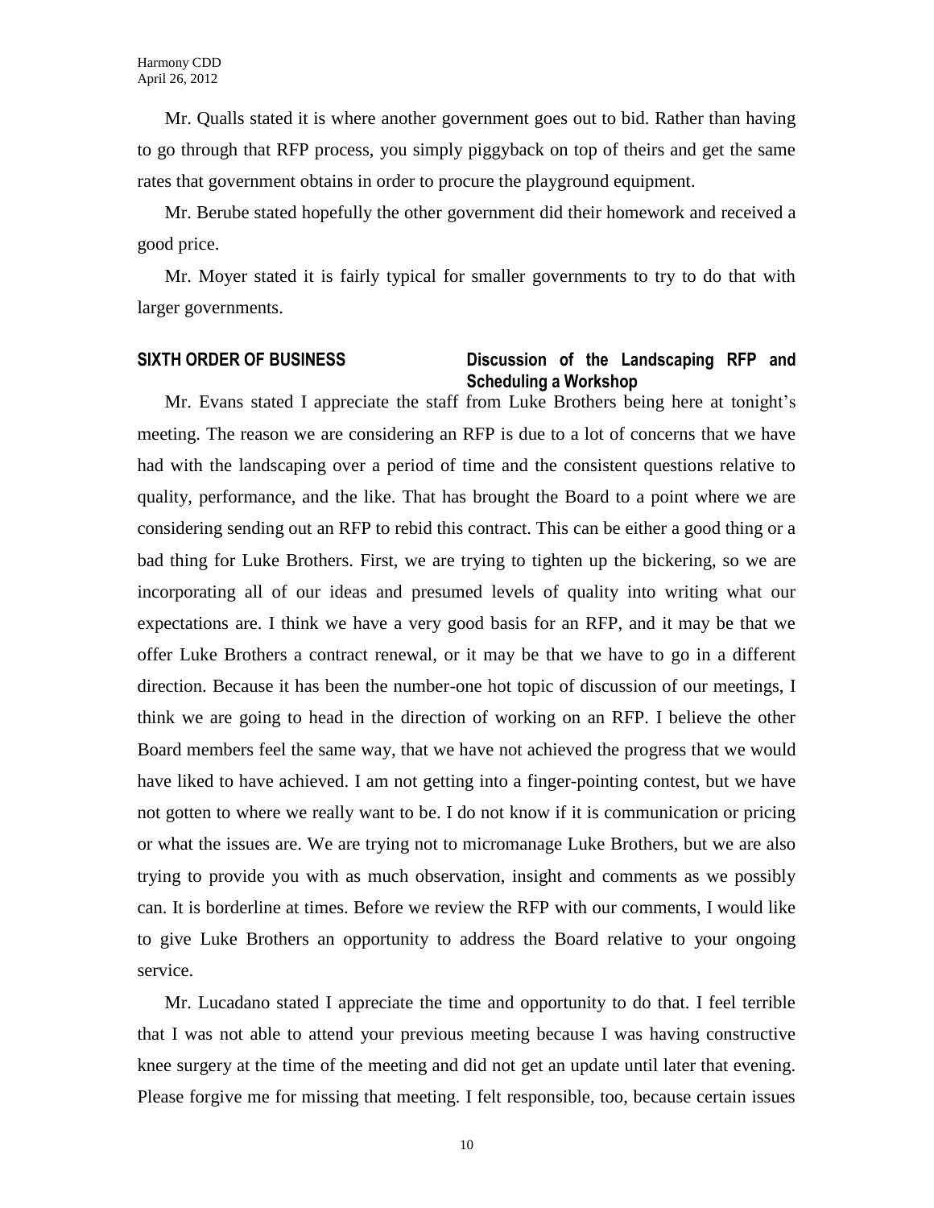Mr. Qualls stated it is where another government goes out to bid. Rather than having to go through that RFP process, you simply piggyback on top of theirs and get the same rates that government obtains in order to procure the playground equipment.

Mr. Berube stated hopefully the other government did their homework and received a good price.

Mr. Moyer stated it is fairly typical for smaller governments to try to do that with larger governments.

**SIXTH ORDER OF BUSINESS** **Discussion of the Landscaping RFP and Scheduling a Workshop**

Mr. Evans stated I appreciate the staff from Luke Brothers being here at tonight's meeting. The reason we are considering an RFP is due to a lot of concerns that we have had with the landscaping over a period of time and the consistent questions relative to quality, performance, and the like. That has brought the Board to a point where we are considering sending out an RFP to rebid this contract. This can be either a good thing or a bad thing for Luke Brothers. First, we are trying to tighten up the bickering, so we are incorporating all of our ideas and presumed levels of quality into writing what our expectations are. I think we have a very good basis for an RFP, and it may be that we offer Luke Brothers a contract renewal, or it may be that we have to go in a different direction. Because it has been the number-one hot topic of discussion of our meetings, I think we are going to head in the direction of working on an RFP. I believe the other Board members feel the same way, that we have not achieved the progress that we would have liked to have achieved. I am not getting into a finger-pointing contest, but we have not gotten to where we really want to be. I do not know if it is communication or pricing or what the issues are. We are trying not to micromanage Luke Brothers, but we are also trying to provide you with as much observation, insight and comments as we possibly can. It is borderline at times. Before we review the RFP with our comments, I would like to give Luke Brothers an opportunity to address the Board relative to your ongoing service.

Mr. Lucadano stated I appreciate the time and opportunity to do that. I feel terrible that I was not able to attend your previous meeting because I was having constructive knee surgery at the time of the meeting and did not get an update until later that evening. Please forgive me for missing that meeting. I felt responsible, too, because certain issues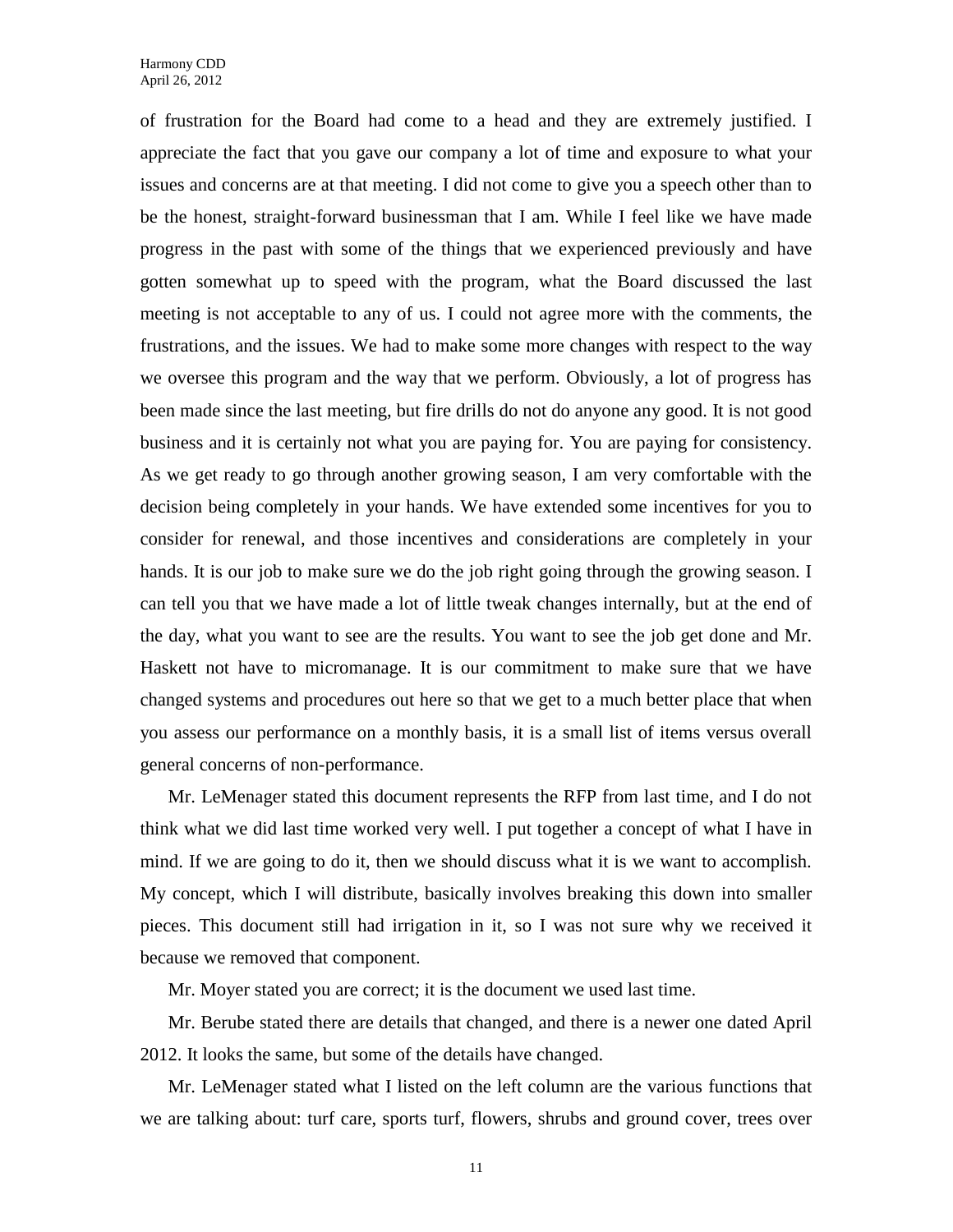of frustration for the Board had come to a head and they are extremely justified. I appreciate the fact that you gave our company a lot of time and exposure to what your issues and concerns are at that meeting. I did not come to give you a speech other than to be the honest, straight-forward businessman that I am. While I feel like we have made progress in the past with some of the things that we experienced previously and have gotten somewhat up to speed with the program, what the Board discussed the last meeting is not acceptable to any of us. I could not agree more with the comments, the frustrations, and the issues. We had to make some more changes with respect to the way we oversee this program and the way that we perform. Obviously, a lot of progress has been made since the last meeting, but fire drills do not do anyone any good. It is not good business and it is certainly not what you are paying for. You are paying for consistency. As we get ready to go through another growing season, I am very comfortable with the decision being completely in your hands. We have extended some incentives for you to consider for renewal, and those incentives and considerations are completely in your hands. It is our job to make sure we do the job right going through the growing season. I can tell you that we have made a lot of little tweak changes internally, but at the end of the day, what you want to see are the results. You want to see the job get done and Mr. Haskett not have to micromanage. It is our commitment to make sure that we have changed systems and procedures out here so that we get to a much better place that when you assess our performance on a monthly basis, it is a small list of items versus overall general concerns of non-performance.

Mr. LeMenager stated this document represents the RFP from last time, and I do not think what we did last time worked very well. I put together a concept of what I have in mind. If we are going to do it, then we should discuss what it is we want to accomplish. My concept, which I will distribute, basically involves breaking this down into smaller pieces. This document still had irrigation in it, so I was not sure why we received it because we removed that component.

Mr. Moyer stated you are correct; it is the document we used last time.

Mr. Berube stated there are details that changed, and there is a newer one dated April 2012. It looks the same, but some of the details have changed.

Mr. LeMenager stated what I listed on the left column are the various functions that we are talking about: turf care, sports turf, flowers, shrubs and ground cover, trees over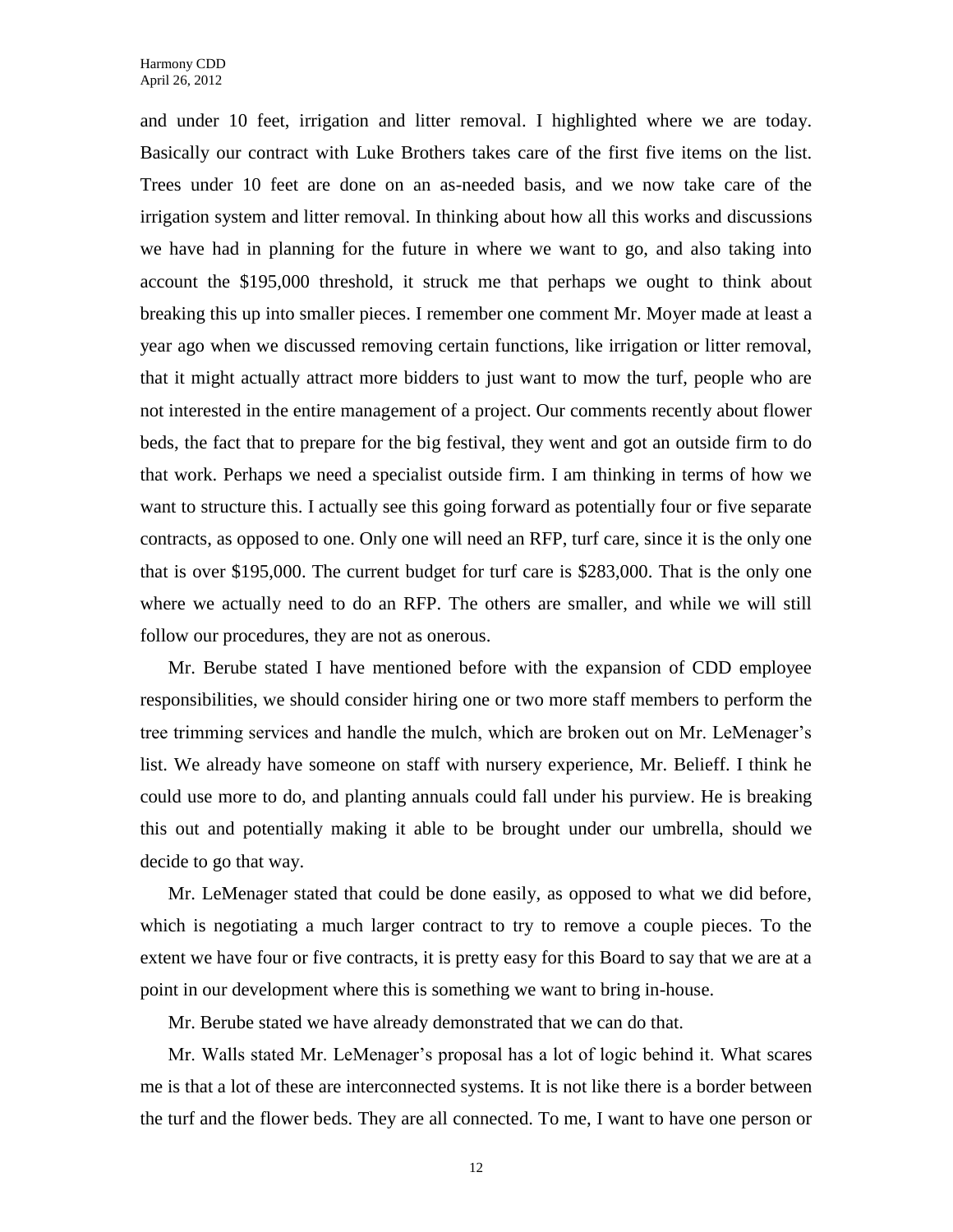and under 10 feet, irrigation and litter removal. I highlighted where we are today. Basically our contract with Luke Brothers takes care of the first five items on the list. Trees under 10 feet are done on an as-needed basis, and we now take care of the irrigation system and litter removal. In thinking about how all this works and discussions we have had in planning for the future in where we want to go, and also taking into account the $195,000 threshold, it struck me that perhaps we ought to think about breaking this up into smaller pieces. I remember one comment Mr. Moyer made at least a year ago when we discussed removing certain functions, like irrigation or litter removal, that it might actually attract more bidders to just want to mow the turf, people who are not interested in the entire management of a project. Our comments recently about flower beds, the fact that to prepare for the big festival, they went and got an outside firm to do that work. Perhaps we need a specialist outside firm. I am thinking in terms of how we want to structure this. I actually see this going forward as potentially four or five separate contracts, as opposed to one. Only one will need an RFP, turf care, since it is the only one that is over $195,000. The current budget for turf care is $283,000. That is the only one where we actually need to do an RFP. The others are smaller, and while we will still follow our procedures, they are not as onerous.

Mr. Berube stated I have mentioned before with the expansion of CDD employee responsibilities, we should consider hiring one or two more staff members to perform the tree trimming services and handle the mulch, which are broken out on Mr. LeMenager's list. We already have someone on staff with nursery experience, Mr. Belieff. I think he could use more to do, and planting annuals could fall under his purview. He is breaking this out and potentially making it able to be brought under our umbrella, should we decide to go that way.

Mr. LeMenager stated that could be done easily, as opposed to what we did before, which is negotiating a much larger contract to try to remove a couple pieces. To the extent we have four or five contracts, it is pretty easy for this Board to say that we are at a point in our development where this is something we want to bring in-house.

Mr. Berube stated we have already demonstrated that we can do that.

Mr. Walls stated Mr. LeMenager's proposal has a lot of logic behind it. What scares me is that a lot of these are interconnected systems. It is not like there is a border between the turf and the flower beds. They are all connected. To me, I want to have one person or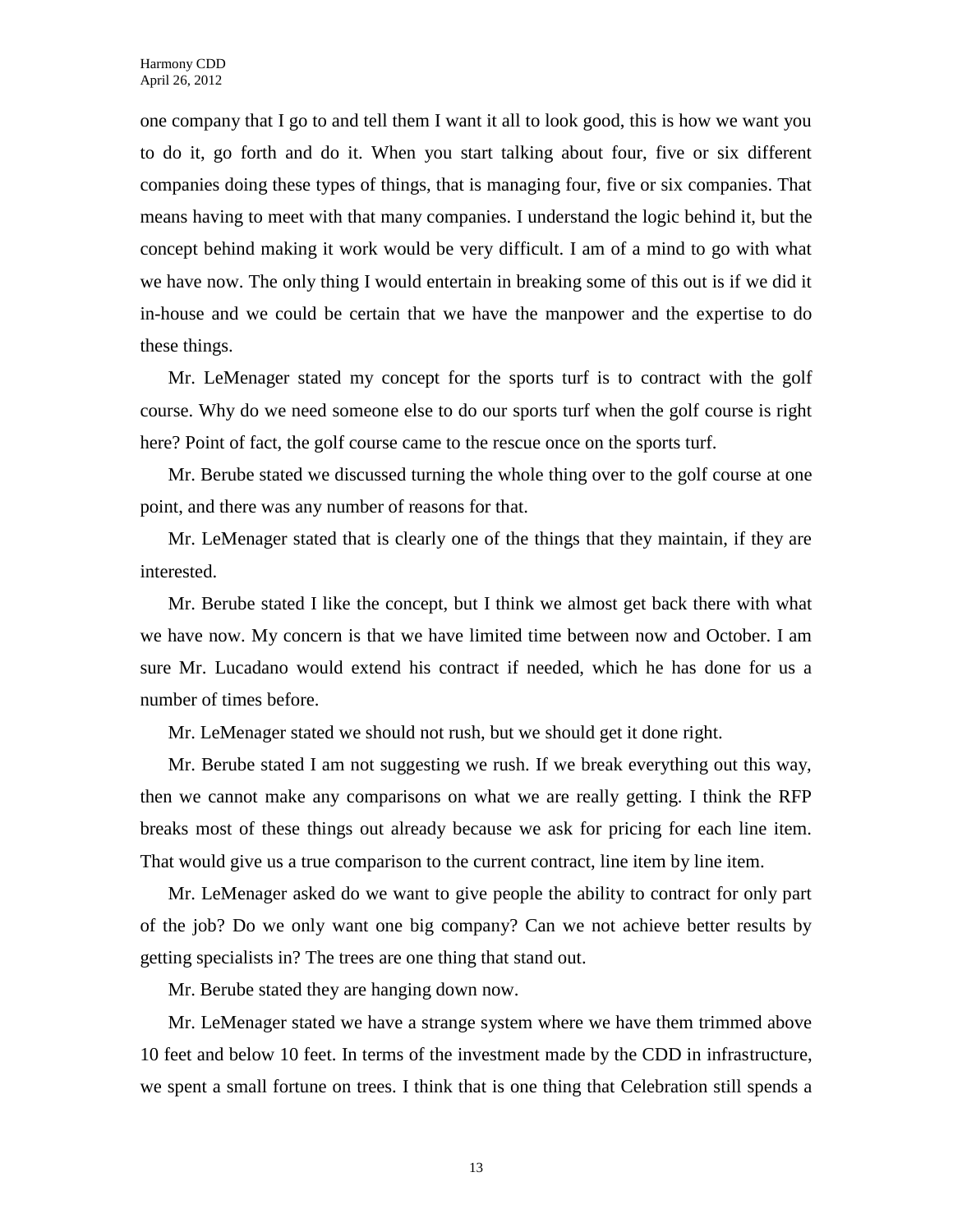one company that I go to and tell them I want it all to look good, this is how we want you to do it, go forth and do it. When you start talking about four, five or six different companies doing these types of things, that is managing four, five or six companies. That means having to meet with that many companies. I understand the logic behind it, but the concept behind making it work would be very difficult. I am of a mind to go with what we have now. The only thing I would entertain in breaking some of this out is if we did it in-house and we could be certain that we have the manpower and the expertise to do these things.

Mr. LeMenager stated my concept for the sports turf is to contract with the golf course. Why do we need someone else to do our sports turf when the golf course is right here? Point of fact, the golf course came to the rescue once on the sports turf.

Mr. Berube stated we discussed turning the whole thing over to the golf course at one point, and there was any number of reasons for that.

Mr. LeMenager stated that is clearly one of the things that they maintain, if they are interested.

Mr. Berube stated I like the concept, but I think we almost get back there with what we have now. My concern is that we have limited time between now and October. I am sure Mr. Lucadano would extend his contract if needed, which he has done for us a number of times before.

Mr. LeMenager stated we should not rush, but we should get it done right.

Mr. Berube stated I am not suggesting we rush. If we break everything out this way, then we cannot make any comparisons on what we are really getting. I think the RFP breaks most of these things out already because we ask for pricing for each line item. That would give us a true comparison to the current contract, line item by line item.

Mr. LeMenager asked do we want to give people the ability to contract for only part of the job? Do we only want one big company? Can we not achieve better results by getting specialists in? The trees are one thing that stand out.

Mr. Berube stated they are hanging down now.

Mr. LeMenager stated we have a strange system where we have them trimmed above 10 feet and below 10 feet. In terms of the investment made by the CDD in infrastructure, we spent a small fortune on trees. I think that is one thing that Celebration still spends a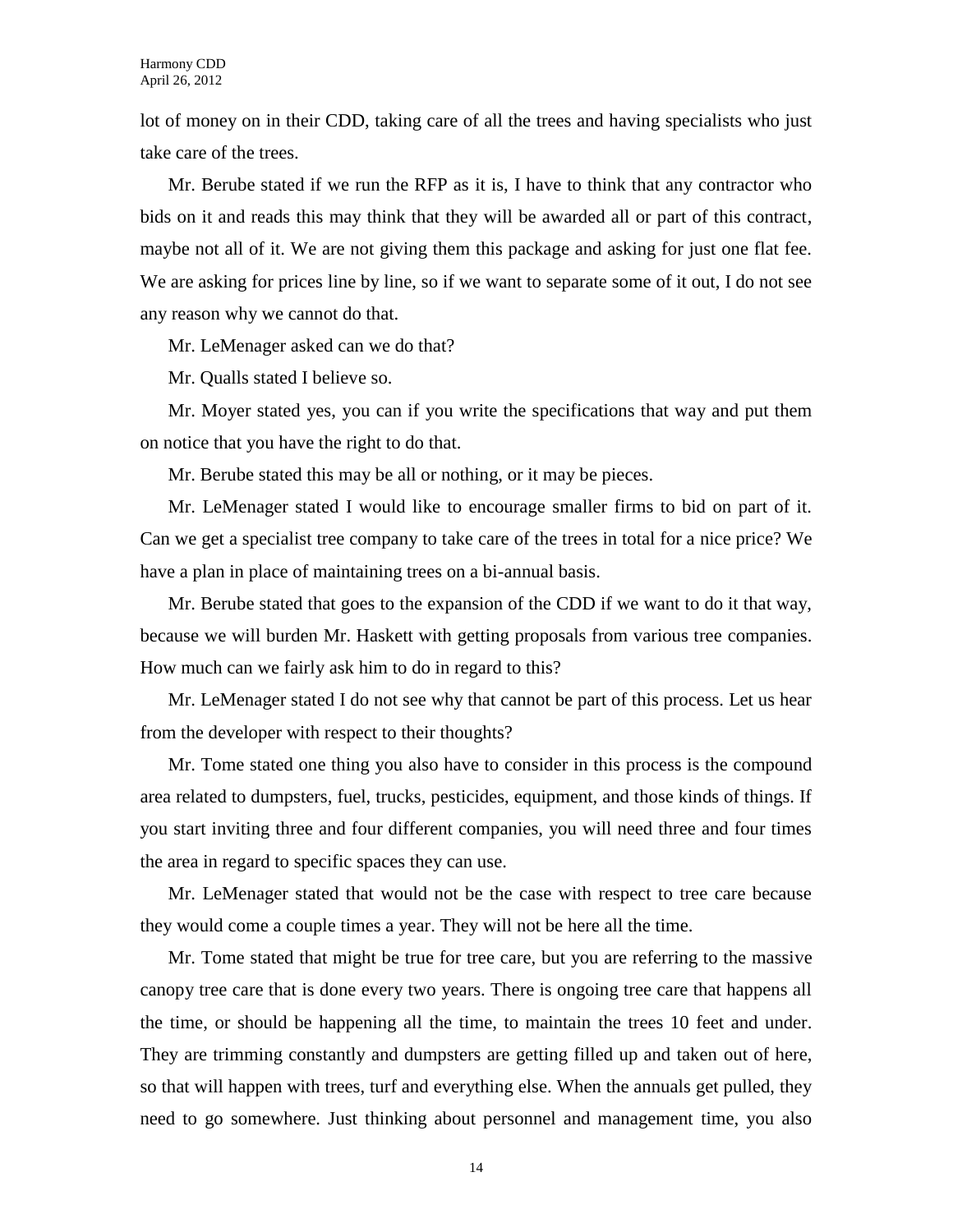lot of money on in their CDD, taking care of all the trees and having specialists who just take care of the trees.

Mr. Berube stated if we run the RFP as it is, I have to think that any contractor who bids on it and reads this may think that they will be awarded all or part of this contract, maybe not all of it. We are not giving them this package and asking for just one flat fee. We are asking for prices line by line, so if we want to separate some of it out, I do not see any reason why we cannot do that.

Mr. LeMenager asked can we do that?

Mr. Qualls stated I believe so.

Mr. Moyer stated yes, you can if you write the specifications that way and put them on notice that you have the right to do that.

Mr. Berube stated this may be all or nothing, or it may be pieces.

Mr. LeMenager stated I would like to encourage smaller firms to bid on part of it. Can we get a specialist tree company to take care of the trees in total for a nice price? We have a plan in place of maintaining trees on a bi-annual basis.

Mr. Berube stated that goes to the expansion of the CDD if we want to do it that way, because we will burden Mr. Haskett with getting proposals from various tree companies. How much can we fairly ask him to do in regard to this?

Mr. LeMenager stated I do not see why that cannot be part of this process. Let us hear from the developer with respect to their thoughts?

Mr. Tome stated one thing you also have to consider in this process is the compound area related to dumpsters, fuel, trucks, pesticides, equipment, and those kinds of things. If you start inviting three and four different companies, you will need three and four times the area in regard to specific spaces they can use.

Mr. LeMenager stated that would not be the case with respect to tree care because they would come a couple times a year. They will not be here all the time.

Mr. Tome stated that might be true for tree care, but you are referring to the massive canopy tree care that is done every two years. There is ongoing tree care that happens all the time, or should be happening all the time, to maintain the trees 10 feet and under. They are trimming constantly and dumpsters are getting filled up and taken out of here, so that will happen with trees, turf and everything else. When the annuals get pulled, they need to go somewhere. Just thinking about personnel and management time, you also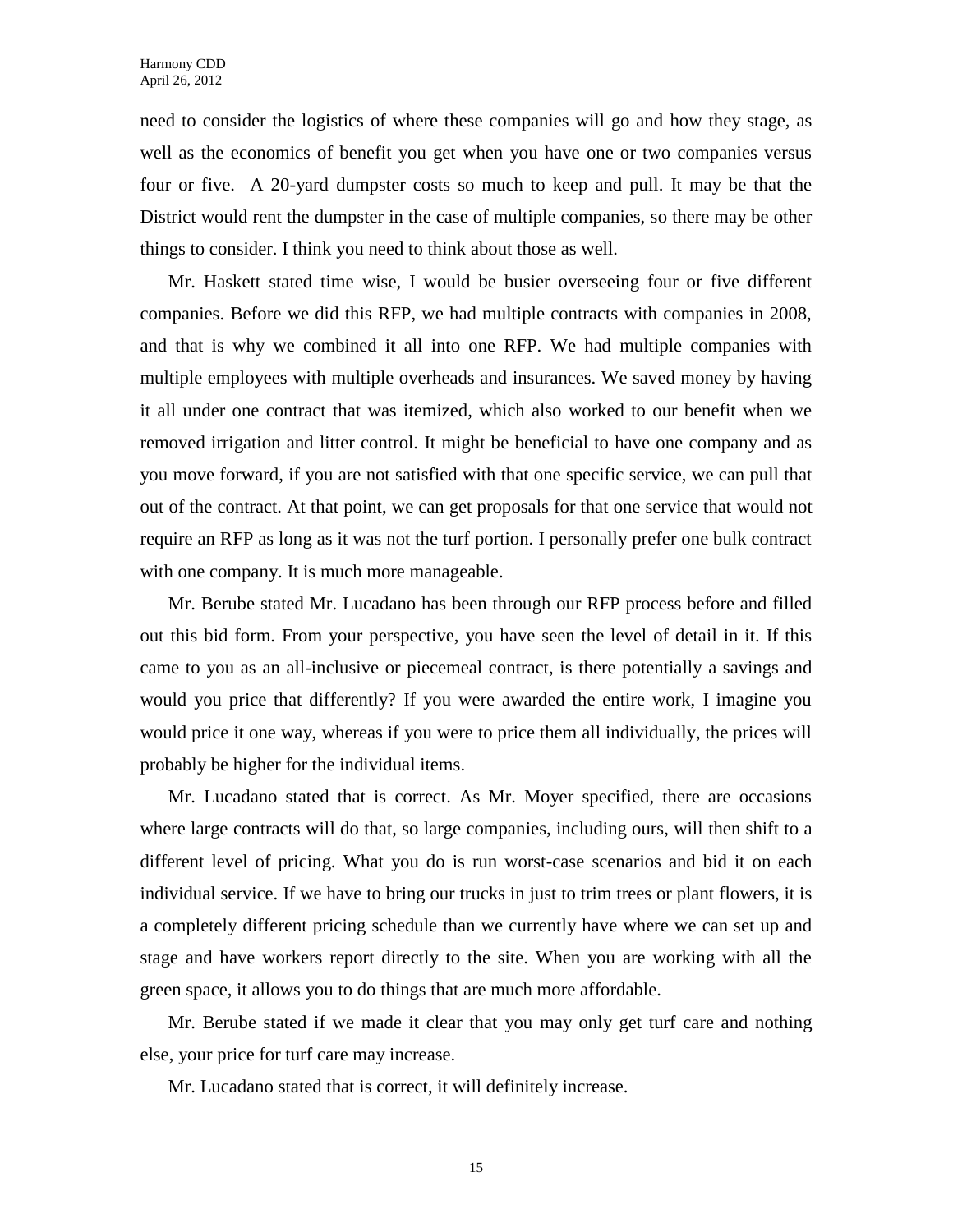need to consider the logistics of where these companies will go and how they stage, as well as the economics of benefit you get when you have one or two companies versus four or five. A 20-yard dumpster costs so much to keep and pull. It may be that the District would rent the dumpster in the case of multiple companies, so there may be other things to consider. I think you need to think about those as well.

Mr. Haskett stated time wise, I would be busier overseeing four or five different companies. Before we did this RFP, we had multiple contracts with companies in 2008, and that is why we combined it all into one RFP. We had multiple companies with multiple employees with multiple overheads and insurances. We saved money by having it all under one contract that was itemized, which also worked to our benefit when we removed irrigation and litter control. It might be beneficial to have one company and as you move forward, if you are not satisfied with that one specific service, we can pull that out of the contract. At that point, we can get proposals for that one service that would not require an RFP as long as it was not the turf portion. I personally prefer one bulk contract with one company. It is much more manageable.

Mr. Berube stated Mr. Lucadano has been through our RFP process before and filled out this bid form. From your perspective, you have seen the level of detail in it. If this came to you as an all-inclusive or piecemeal contract, is there potentially a savings and would you price that differently? If you were awarded the entire work, I imagine you would price it one way, whereas if you were to price them all individually, the prices will probably be higher for the individual items.

Mr. Lucadano stated that is correct. As Mr. Moyer specified, there are occasions where large contracts will do that, so large companies, including ours, will then shift to a different level of pricing. What you do is run worst-case scenarios and bid it on each individual service. If we have to bring our trucks in just to trim trees or plant flowers, it is a completely different pricing schedule than we currently have where we can set up and stage and have workers report directly to the site. When you are working with all the green space, it allows you to do things that are much more affordable.

Mr. Berube stated if we made it clear that you may only get turf care and nothing else, your price for turf care may increase.

Mr. Lucadano stated that is correct, it will definitely increase.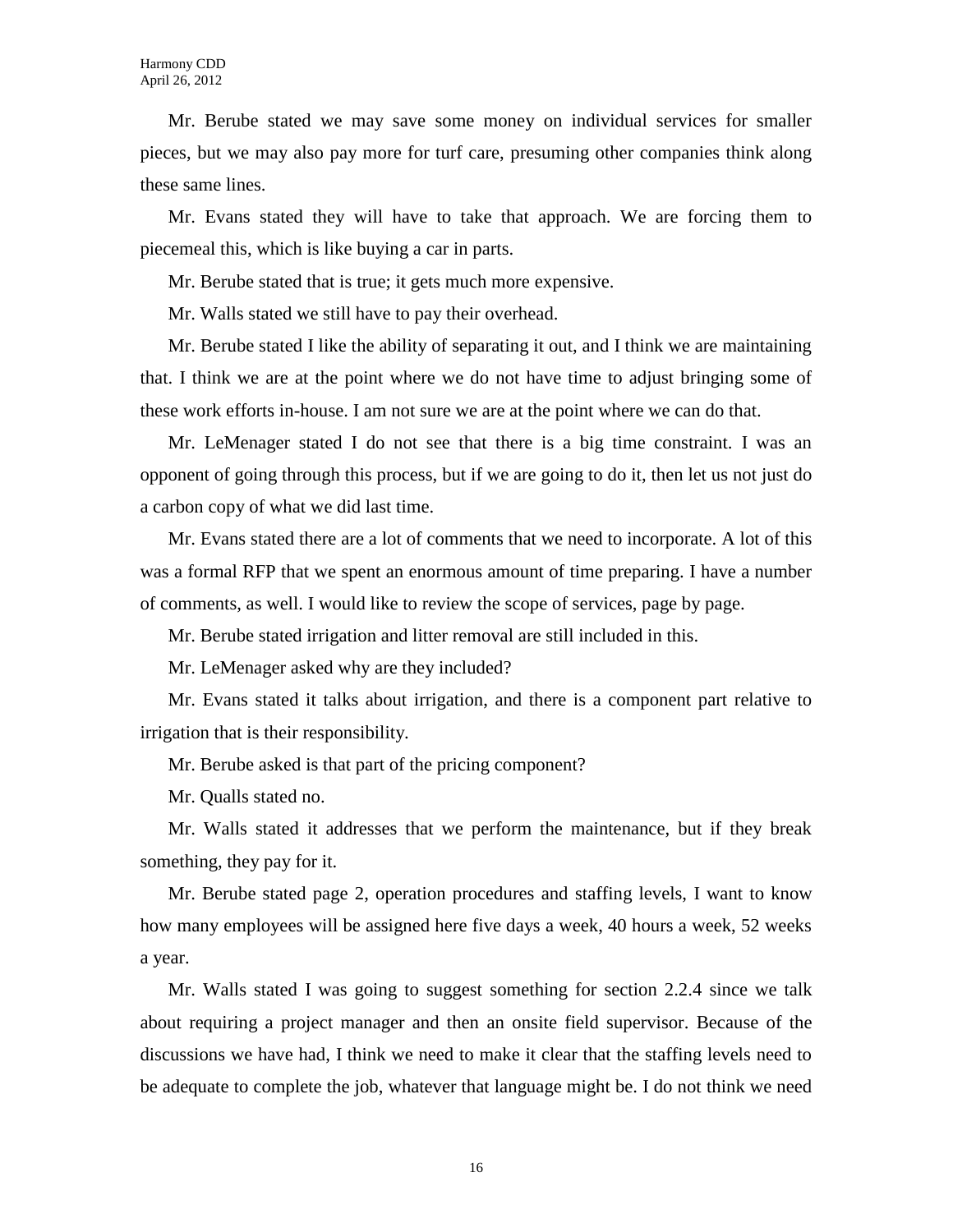Mr. Berube stated we may save some money on individual services for smaller pieces, but we may also pay more for turf care, presuming other companies think along these same lines.

Mr. Evans stated they will have to take that approach. We are forcing them to piecemeal this, which is like buying a car in parts.

Mr. Berube stated that is true; it gets much more expensive.

Mr. Walls stated we still have to pay their overhead.

Mr. Berube stated I like the ability of separating it out, and I think we are maintaining that. I think we are at the point where we do not have time to adjust bringing some of these work efforts in-house. I am not sure we are at the point where we can do that.

Mr. LeMenager stated I do not see that there is a big time constraint. I was an opponent of going through this process, but if we are going to do it, then let us not just do a carbon copy of what we did last time.

Mr. Evans stated there are a lot of comments that we need to incorporate. A lot of this was a formal RFP that we spent an enormous amount of time preparing. I have a number of comments, as well. I would like to review the scope of services, page by page.

Mr. Berube stated irrigation and litter removal are still included in this.

Mr. LeMenager asked why are they included?

Mr. Evans stated it talks about irrigation, and there is a component part relative to irrigation that is their responsibility.

Mr. Berube asked is that part of the pricing component?

Mr. Qualls stated no.

Mr. Walls stated it addresses that we perform the maintenance, but if they break something, they pay for it.

Mr. Berube stated page 2, operation procedures and staffing levels, I want to know how many employees will be assigned here five days a week, 40 hours a week, 52 weeks a year.

Mr. Walls stated I was going to suggest something for section 2.2.4 since we talk about requiring a project manager and then an onsite field supervisor. Because of the discussions we have had, I think we need to make it clear that the staffing levels need to be adequate to complete the job, whatever that language might be. I do not think we need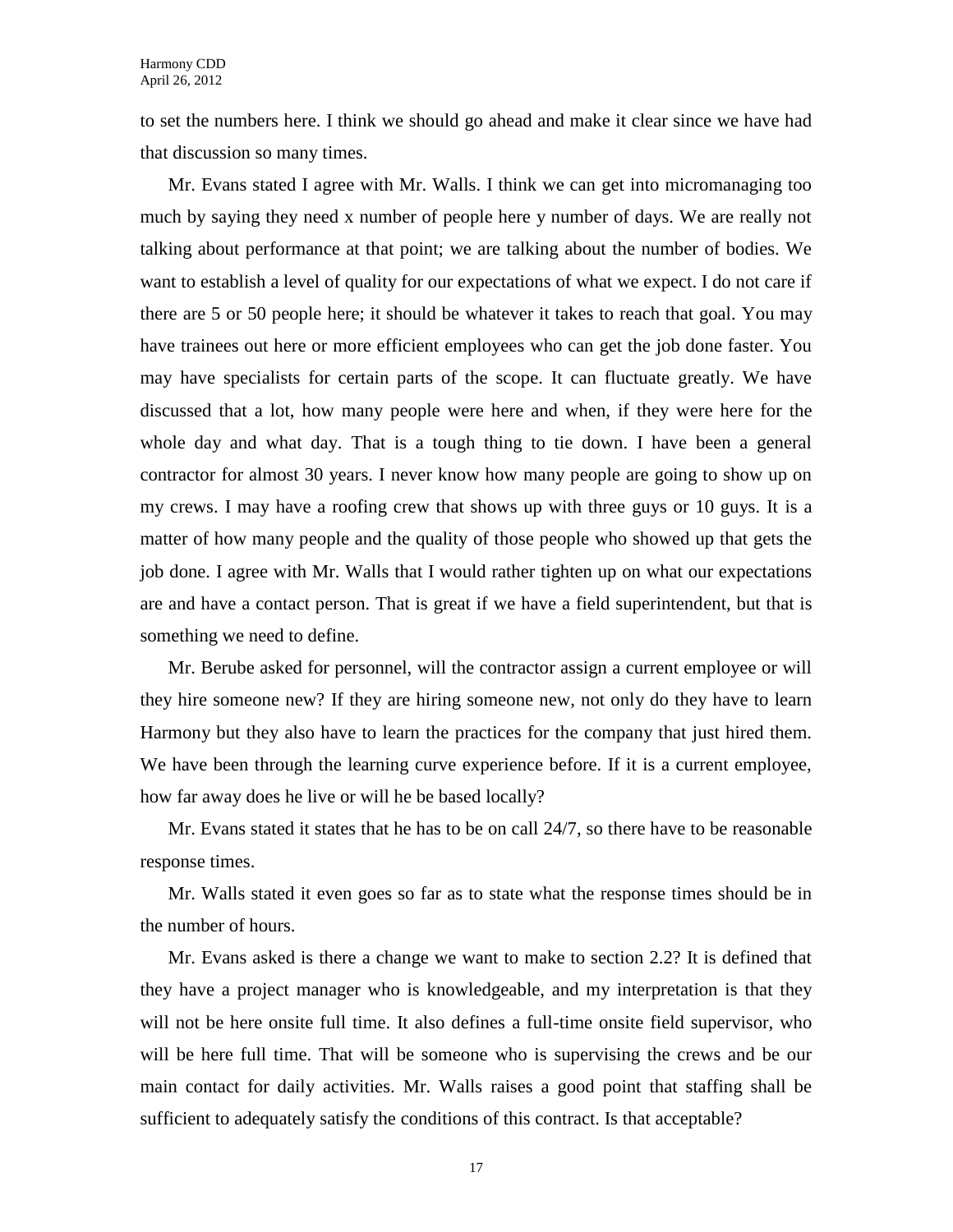to set the numbers here. I think we should go ahead and make it clear since we have had that discussion so many times.

Mr. Evans stated I agree with Mr. Walls. I think we can get into micromanaging too much by saying they need x number of people here y number of days. We are really not talking about performance at that point; we are talking about the number of bodies. We want to establish a level of quality for our expectations of what we expect. I do not care if there are 5 or 50 people here; it should be whatever it takes to reach that goal. You may have trainees out here or more efficient employees who can get the job done faster. You may have specialists for certain parts of the scope. It can fluctuate greatly. We have discussed that a lot, how many people were here and when, if they were here for the whole day and what day. That is a tough thing to tie down. I have been a general contractor for almost 30 years. I never know how many people are going to show up on my crews. I may have a roofing crew that shows up with three guys or 10 guys. It is a matter of how many people and the quality of those people who showed up that gets the job done. I agree with Mr. Walls that I would rather tighten up on what our expectations are and have a contact person. That is great if we have a field superintendent, but that is something we need to define.

Mr. Berube asked for personnel, will the contractor assign a current employee or will they hire someone new? If they are hiring someone new, not only do they have to learn Harmony but they also have to learn the practices for the company that just hired them. We have been through the learning curve experience before. If it is a current employee, how far away does he live or will he be based locally?

Mr. Evans stated it states that he has to be on call 24/7, so there have to be reasonable response times.

Mr. Walls stated it even goes so far as to state what the response times should be in the number of hours.

Mr. Evans asked is there a change we want to make to section 2.2? It is defined that they have a project manager who is knowledgeable, and my interpretation is that they will not be here onsite full time. It also defines a full-time onsite field supervisor, who will be here full time. That will be someone who is supervising the crews and be our main contact for daily activities. Mr. Walls raises a good point that staffing shall be sufficient to adequately satisfy the conditions of this contract. Is that acceptable?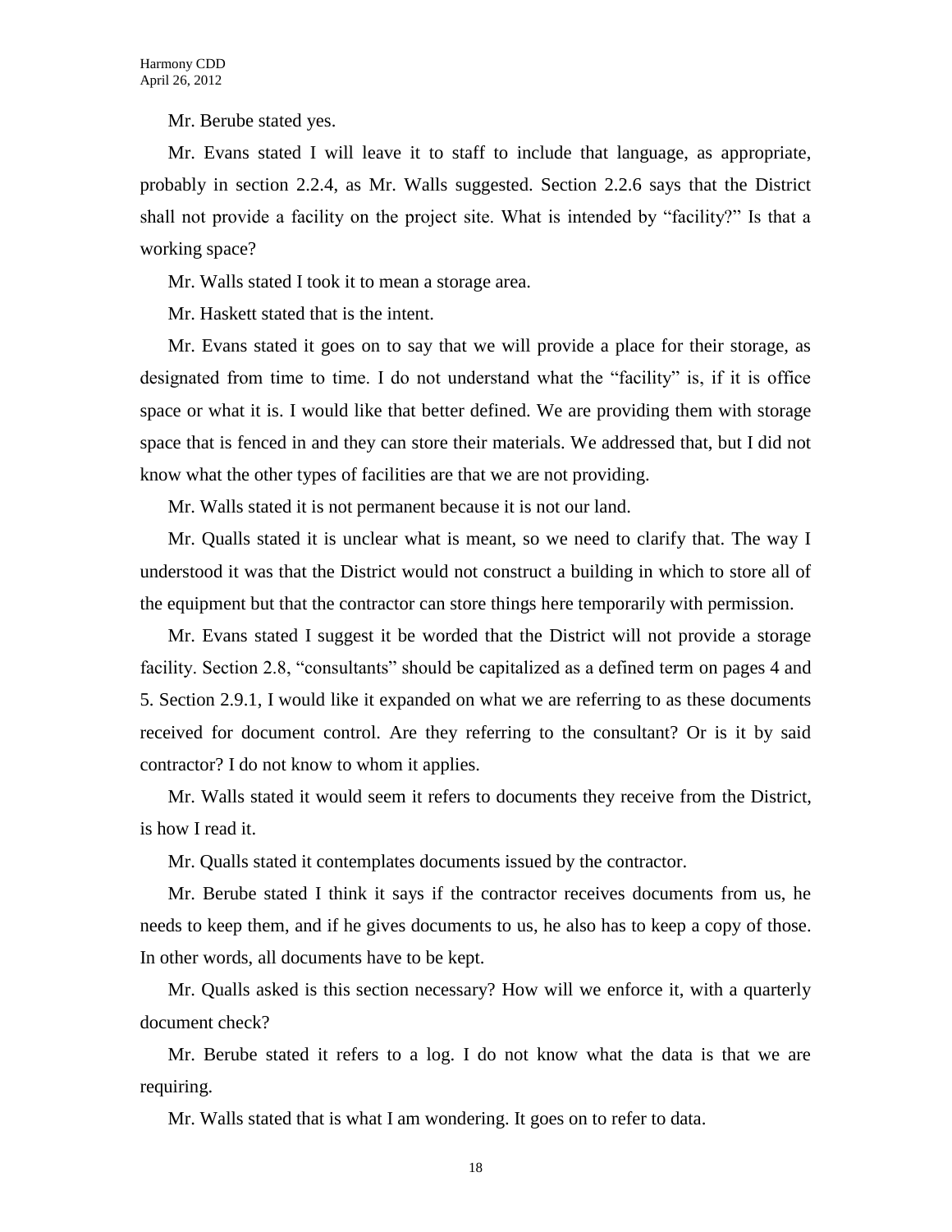Mr. Berube stated yes.

Mr. Evans stated I will leave it to staff to include that language, as appropriate, probably in section 2.2.4, as Mr. Walls suggested. Section 2.2.6 says that the District shall not provide a facility on the project site. What is intended by "facility?" Is that a working space?

Mr. Walls stated I took it to mean a storage area.

Mr. Haskett stated that is the intent.

Mr. Evans stated it goes on to say that we will provide a place for their storage, as designated from time to time. I do not understand what the "facility" is, if it is office space or what it is. I would like that better defined. We are providing them with storage space that is fenced in and they can store their materials. We addressed that, but I did not know what the other types of facilities are that we are not providing.

Mr. Walls stated it is not permanent because it is not our land.

Mr. Qualls stated it is unclear what is meant, so we need to clarify that. The way I understood it was that the District would not construct a building in which to store all of the equipment but that the contractor can store things here temporarily with permission.

Mr. Evans stated I suggest it be worded that the District will not provide a storage facility. Section 2.8, "consultants" should be capitalized as a defined term on pages 4 and 5. Section 2.9.1, I would like it expanded on what we are referring to as these documents received for document control. Are they referring to the consultant? Or is it by said contractor? I do not know to whom it applies.

Mr. Walls stated it would seem it refers to documents they receive from the District, is how I read it.

Mr. Qualls stated it contemplates documents issued by the contractor.

Mr. Berube stated I think it says if the contractor receives documents from us, he needs to keep them, and if he gives documents to us, he also has to keep a copy of those. In other words, all documents have to be kept.

Mr. Qualls asked is this section necessary? How will we enforce it, with a quarterly document check?

Mr. Berube stated it refers to a log. I do not know what the data is that we are requiring.

Mr. Walls stated that is what I am wondering. It goes on to refer to data.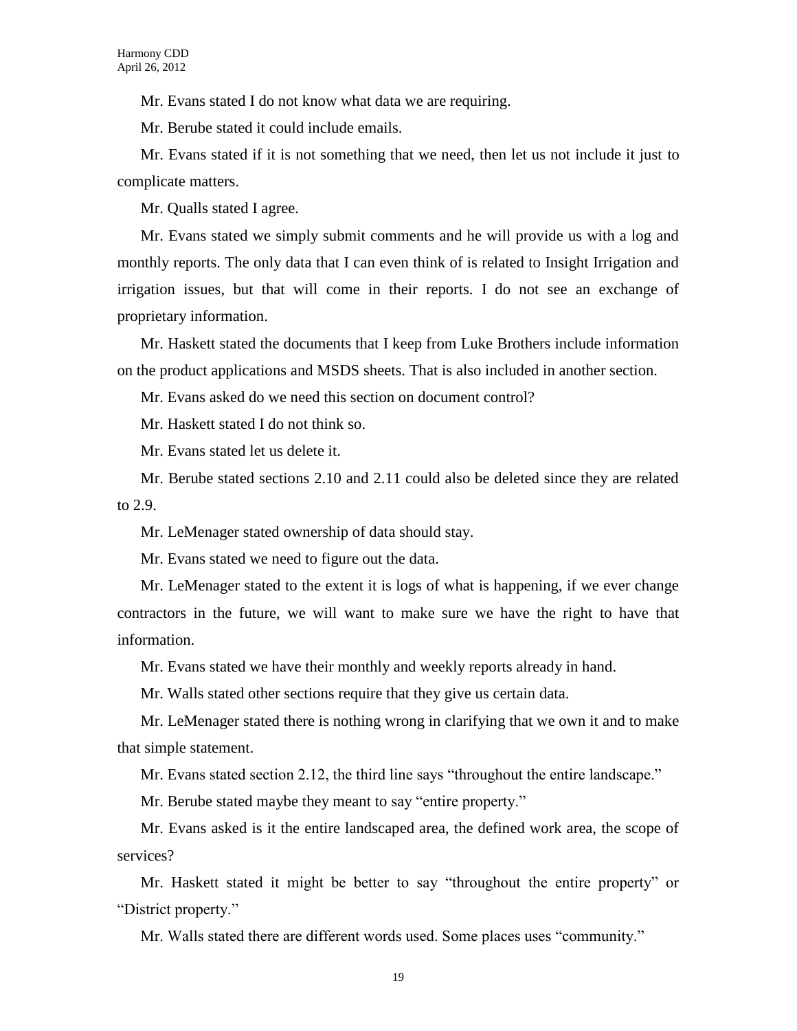Mr. Evans stated I do not know what data we are requiring.

Mr. Berube stated it could include emails.

Mr. Evans stated if it is not something that we need, then let us not include it just to complicate matters.

Mr. Qualls stated I agree.

Mr. Evans stated we simply submit comments and he will provide us with a log and monthly reports. The only data that I can even think of is related to Insight Irrigation and irrigation issues, but that will come in their reports. I do not see an exchange of proprietary information.

Mr. Haskett stated the documents that I keep from Luke Brothers include information on the product applications and MSDS sheets. That is also included in another section.

Mr. Evans asked do we need this section on document control?

Mr. Haskett stated I do not think so.

Mr. Evans stated let us delete it.

Mr. Berube stated sections 2.10 and 2.11 could also be deleted since they are related to 2.9.

Mr. LeMenager stated ownership of data should stay.

Mr. Evans stated we need to figure out the data.

Mr. LeMenager stated to the extent it is logs of what is happening, if we ever change contractors in the future, we will want to make sure we have the right to have that information.

Mr. Evans stated we have their monthly and weekly reports already in hand.

Mr. Walls stated other sections require that they give us certain data.

Mr. LeMenager stated there is nothing wrong in clarifying that we own it and to make that simple statement.

Mr. Evans stated section 2.12, the third line says "throughout the entire landscape."

Mr. Berube stated maybe they meant to say "entire property."

Mr. Evans asked is it the entire landscaped area, the defined work area, the scope of services?

Mr. Haskett stated it might be better to say "throughout the entire property" or "District property."

Mr. Walls stated there are different words used. Some places uses "community."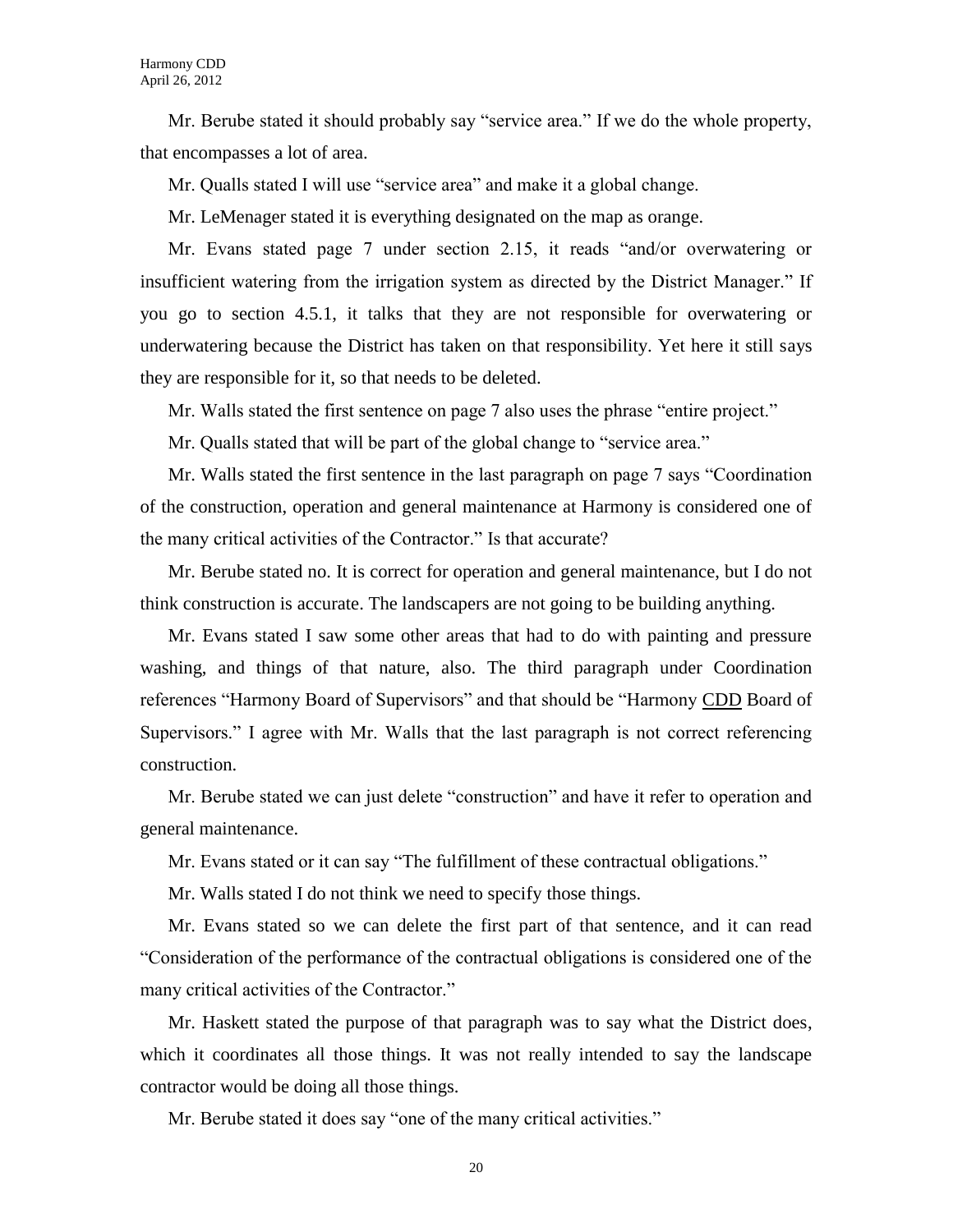Mr. Berube stated it should probably say "service area." If we do the whole property, that encompasses a lot of area.

Mr. Qualls stated I will use "service area" and make it a global change.

Mr. LeMenager stated it is everything designated on the map as orange.

Mr. Evans stated page 7 under section 2.15, it reads "and/or overwatering or insufficient watering from the irrigation system as directed by the District Manager." If you go to section 4.5.1, it talks that they are not responsible for overwatering or underwatering because the District has taken on that responsibility. Yet here it still says they are responsible for it, so that needs to be deleted.

Mr. Walls stated the first sentence on page 7 also uses the phrase "entire project."

Mr. Qualls stated that will be part of the global change to "service area."

Mr. Walls stated the first sentence in the last paragraph on page 7 says "Coordination of the construction, operation and general maintenance at Harmony is considered one of the many critical activities of the Contractor." Is that accurate?

Mr. Berube stated no. It is correct for operation and general maintenance, but I do not think construction is accurate. The landscapers are not going to be building anything.

Mr. Evans stated I saw some other areas that had to do with painting and pressure washing, and things of that nature, also. The third paragraph under Coordination references "Harmony Board of Supervisors" and that should be "Harmony <u>CDD</u> Board of Supervisors." I agree with Mr. Walls that the last paragraph is not correct referencing construction.

Mr. Berube stated we can just delete "construction" and have it refer to operation and general maintenance.

Mr. Evans stated or it can say "The fulfillment of these contractual obligations."

Mr. Walls stated I do not think we need to specify those things.

Mr. Evans stated so we can delete the first part of that sentence, and it can read "Consideration of the performance of the contractual obligations is considered one of the many critical activities of the Contractor."

Mr. Haskett stated the purpose of that paragraph was to say what the District does, which it coordinates all those things. It was not really intended to say the landscape contractor would be doing all those things.

Mr. Berube stated it does say "one of the many critical activities."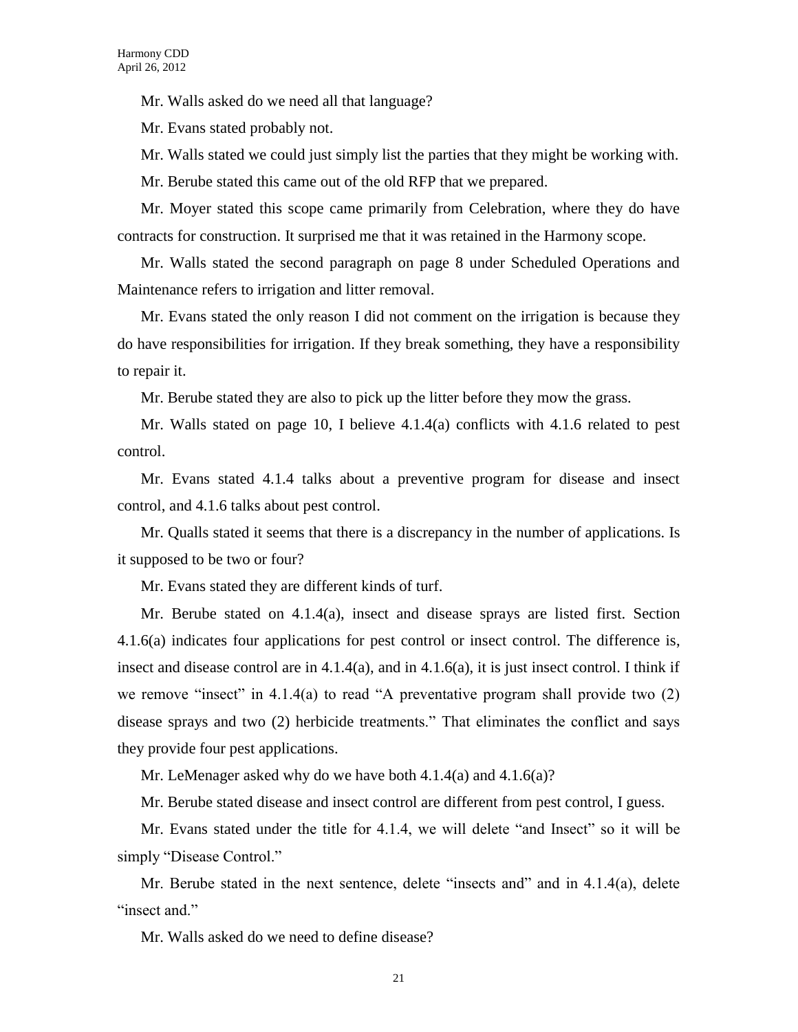Mr. Walls asked do we need all that language?

Mr. Evans stated probably not.

Mr. Walls stated we could just simply list the parties that they might be working with.

Mr. Berube stated this came out of the old RFP that we prepared.

Mr. Moyer stated this scope came primarily from Celebration, where they do have contracts for construction. It surprised me that it was retained in the Harmony scope.

Mr. Walls stated the second paragraph on page 8 under Scheduled Operations and Maintenance refers to irrigation and litter removal.

Mr. Evans stated the only reason I did not comment on the irrigation is because they do have responsibilities for irrigation. If they break something, they have a responsibility to repair it.

Mr. Berube stated they are also to pick up the litter before they mow the grass.

Mr. Walls stated on page 10, I believe 4.1.4(a) conflicts with 4.1.6 related to pest control.

Mr. Evans stated 4.1.4 talks about a preventive program for disease and insect control, and 4.1.6 talks about pest control.

Mr. Qualls stated it seems that there is a discrepancy in the number of applications. Is it supposed to be two or four?

Mr. Evans stated they are different kinds of turf.

Mr. Berube stated on 4.1.4(a), insect and disease sprays are listed first. Section 4.1.6(a) indicates four applications for pest control or insect control. The difference is, insect and disease control are in 4.1.4(a), and in 4.1.6(a), it is just insect control. I think if we remove "insect" in 4.1.4(a) to read "A preventative program shall provide two (2) disease sprays and two (2) herbicide treatments." That eliminates the conflict and says they provide four pest applications.

Mr. LeMenager asked why do we have both 4.1.4(a) and 4.1.6(a)?

Mr. Berube stated disease and insect control are different from pest control, I guess.

Mr. Evans stated under the title for 4.1.4, we will delete "and Insect" so it will be simply "Disease Control."

Mr. Berube stated in the next sentence, delete "insects and" and in 4.1.4(a), delete "insect and."

Mr. Walls asked do we need to define disease?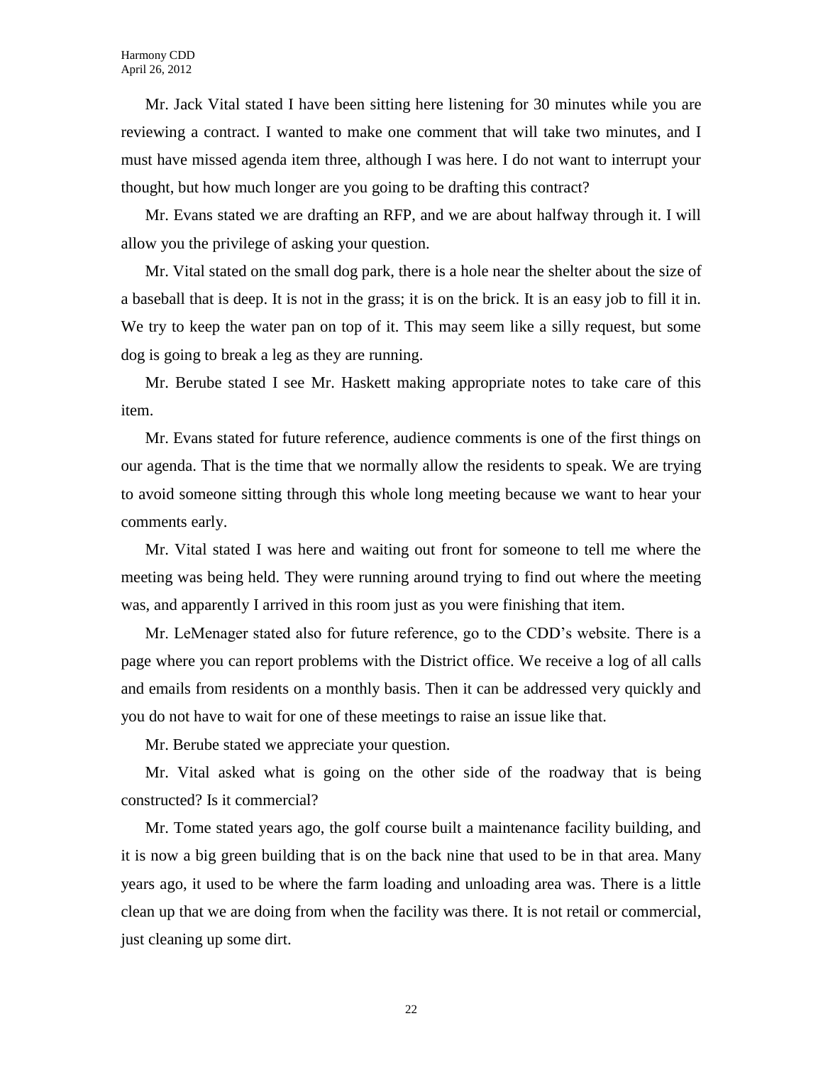Mr. Jack Vital stated I have been sitting here listening for 30 minutes while you are reviewing a contract. I wanted to make one comment that will take two minutes, and I must have missed agenda item three, although I was here. I do not want to interrupt your thought, but how much longer are you going to be drafting this contract?

Mr. Evans stated we are drafting an RFP, and we are about halfway through it. I will allow you the privilege of asking your question.

Mr. Vital stated on the small dog park, there is a hole near the shelter about the size of a baseball that is deep. It is not in the grass; it is on the brick. It is an easy job to fill it in. We try to keep the water pan on top of it. This may seem like a silly request, but some dog is going to break a leg as they are running.

Mr. Berube stated I see Mr. Haskett making appropriate notes to take care of this item.

Mr. Evans stated for future reference, audience comments is one of the first things on our agenda. That is the time that we normally allow the residents to speak. We are trying to avoid someone sitting through this whole long meeting because we want to hear your comments early.

Mr. Vital stated I was here and waiting out front for someone to tell me where the meeting was being held. They were running around trying to find out where the meeting was, and apparently I arrived in this room just as you were finishing that item.

Mr. LeMenager stated also for future reference, go to the CDD's website. There is a page where you can report problems with the District office. We receive a log of all calls and emails from residents on a monthly basis. Then it can be addressed very quickly and you do not have to wait for one of these meetings to raise an issue like that.

Mr. Berube stated we appreciate your question.

Mr. Vital asked what is going on the other side of the roadway that is being constructed? Is it commercial?

Mr. Tome stated years ago, the golf course built a maintenance facility building, and it is now a big green building that is on the back nine that used to be in that area. Many years ago, it used to be where the farm loading and unloading area was. There is a little clean up that we are doing from when the facility was there. It is not retail or commercial, just cleaning up some dirt.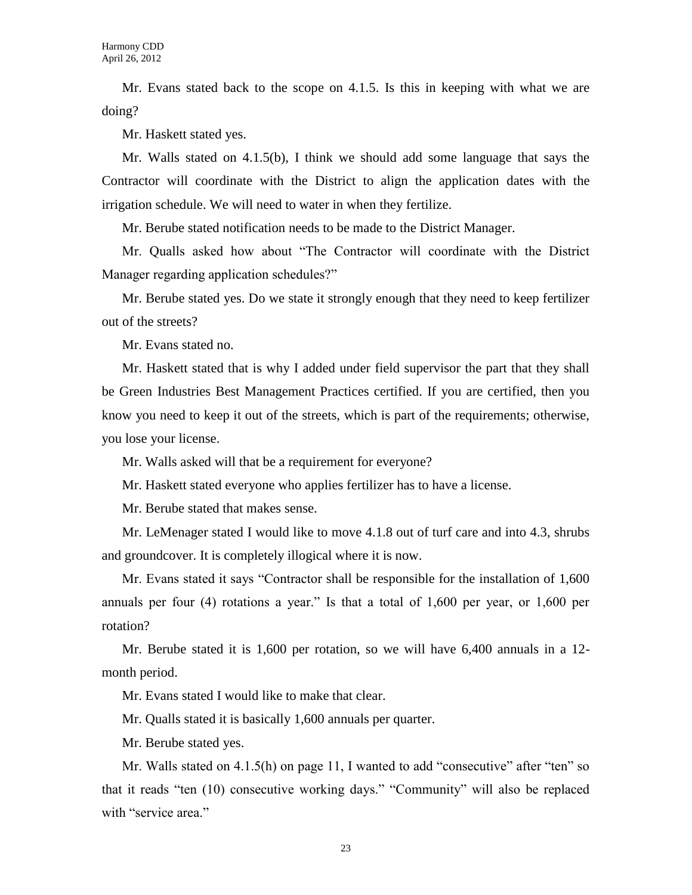Mr. Evans stated back to the scope on 4.1.5. Is this in keeping with what we are doing?

Mr. Haskett stated yes.

Mr. Walls stated on 4.1.5(b), I think we should add some language that says the Contractor will coordinate with the District to align the application dates with the irrigation schedule. We will need to water in when they fertilize.

Mr. Berube stated notification needs to be made to the District Manager.

Mr. Qualls asked how about "The Contractor will coordinate with the District Manager regarding application schedules?"

Mr. Berube stated yes. Do we state it strongly enough that they need to keep fertilizer out of the streets?

Mr. Evans stated no.

Mr. Haskett stated that is why I added under field supervisor the part that they shall be Green Industries Best Management Practices certified. If you are certified, then you know you need to keep it out of the streets, which is part of the requirements; otherwise, you lose your license.

Mr. Walls asked will that be a requirement for everyone?

Mr. Haskett stated everyone who applies fertilizer has to have a license.

Mr. Berube stated that makes sense.

Mr. LeMenager stated I would like to move 4.1.8 out of turf care and into 4.3, shrubs and groundcover. It is completely illogical where it is now.

Mr. Evans stated it says "Contractor shall be responsible for the installation of 1,600 annuals per four (4) rotations a year." Is that a total of 1,600 per year, or 1,600 per rotation?

Mr. Berube stated it is 1,600 per rotation, so we will have 6,400 annuals in a 12-month period.

Mr. Evans stated I would like to make that clear.

Mr. Qualls stated it is basically 1,600 annuals per quarter.

Mr. Berube stated yes.

Mr. Walls stated on 4.1.5(h) on page 11, I wanted to add "consecutive" after "ten" so that it reads "ten (10) consecutive working days." "Community" will also be replaced with "service area."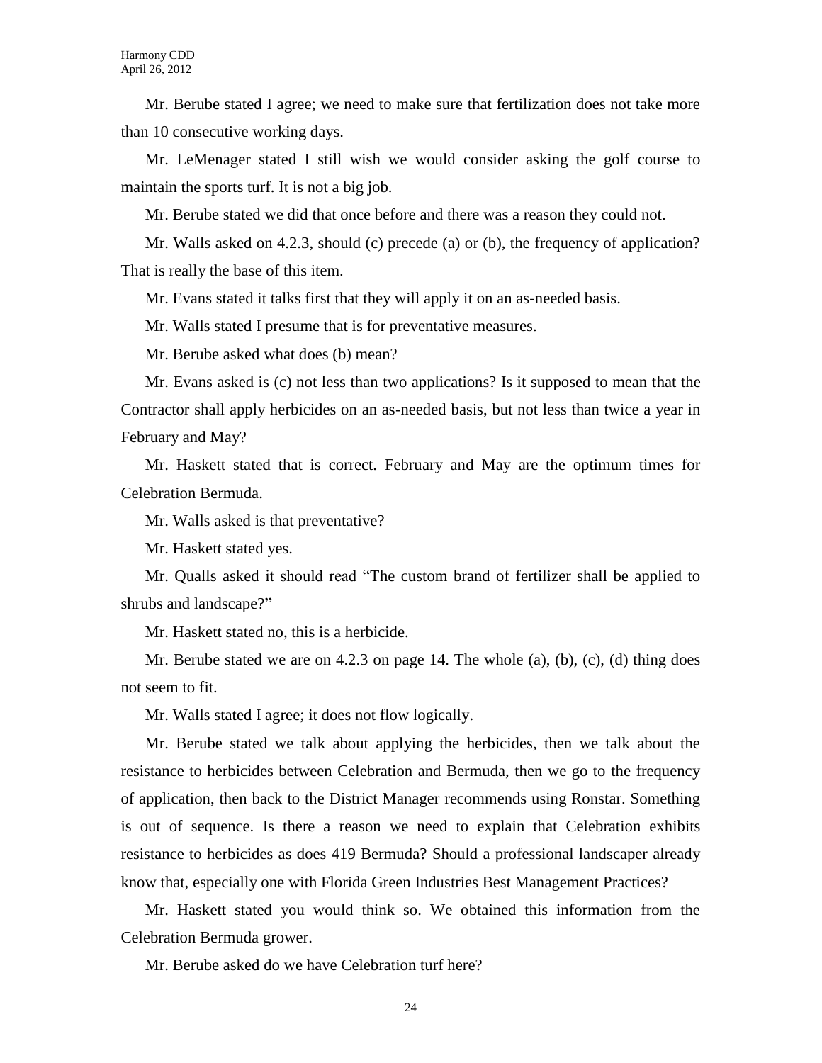Mr. Berube stated I agree; we need to make sure that fertilization does not take more than 10 consecutive working days.

Mr. LeMenager stated I still wish we would consider asking the golf course to maintain the sports turf. It is not a big job.

Mr. Berube stated we did that once before and there was a reason they could not.

Mr. Walls asked on 4.2.3, should (c) precede (a) or (b), the frequency of application? That is really the base of this item.

Mr. Evans stated it talks first that they will apply it on an as-needed basis.

Mr. Walls stated I presume that is for preventative measures.

Mr. Berube asked what does (b) mean?

Mr. Evans asked is (c) not less than two applications? Is it supposed to mean that the Contractor shall apply herbicides on an as-needed basis, but not less than twice a year in February and May?

Mr. Haskett stated that is correct. February and May are the optimum times for Celebration Bermuda.

Mr. Walls asked is that preventative?

Mr. Haskett stated yes.

Mr. Qualls asked it should read "The custom brand of fertilizer shall be applied to shrubs and landscape?"

Mr. Haskett stated no, this is a herbicide.

Mr. Berube stated we are on 4.2.3 on page 14. The whole (a), (b), (c), (d) thing does not seem to fit.

Mr. Walls stated I agree; it does not flow logically.

Mr. Berube stated we talk about applying the herbicides, then we talk about the resistance to herbicides between Celebration and Bermuda, then we go to the frequency of application, then back to the District Manager recommends using Ronstar. Something is out of sequence. Is there a reason we need to explain that Celebration exhibits resistance to herbicides as does 419 Bermuda? Should a professional landscaper already know that, especially one with Florida Green Industries Best Management Practices?

Mr. Haskett stated you would think so. We obtained this information from the Celebration Bermuda grower.

Mr. Berube asked do we have Celebration turf here?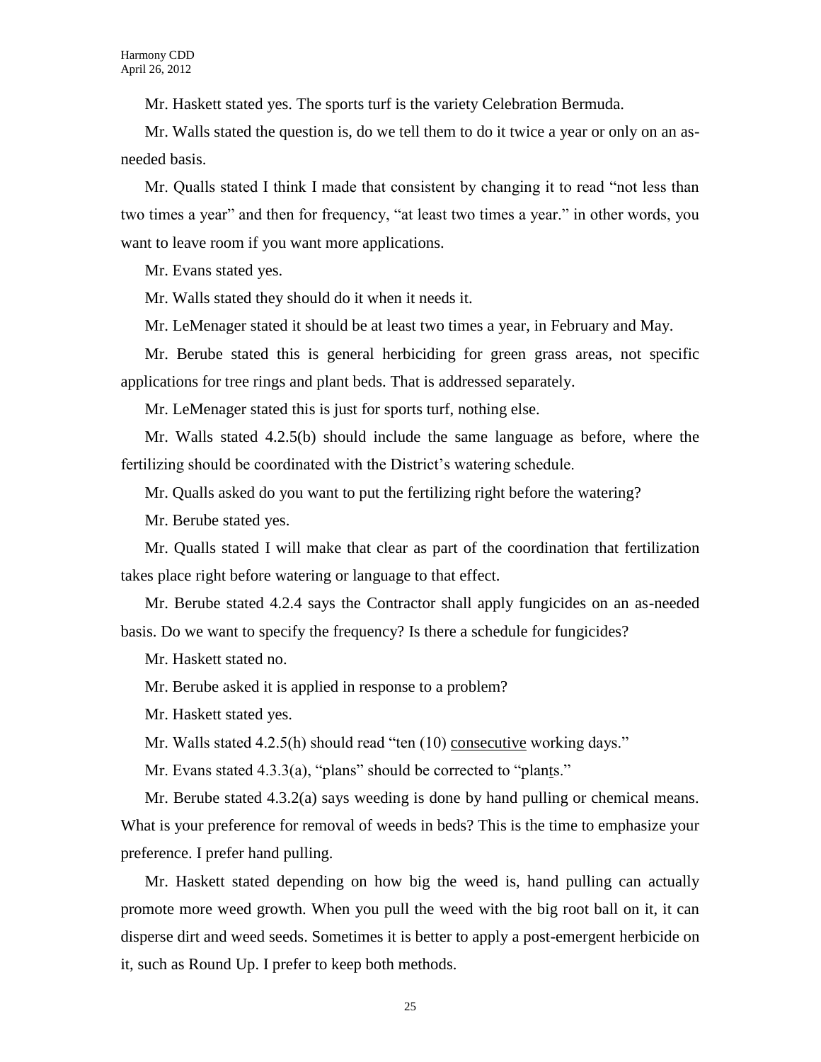Mr. Haskett stated yes. The sports turf is the variety Celebration Bermuda.

Mr. Walls stated the question is, do we tell them to do it twice a year or only on an as-needed basis.

Mr. Qualls stated I think I made that consistent by changing it to read "not less than two times a year" and then for frequency, "at least two times a year." in other words, you want to leave room if you want more applications.

Mr. Evans stated yes.

Mr. Walls stated they should do it when it needs it.

Mr. LeMenager stated it should be at least two times a year, in February and May.

Mr. Berube stated this is general herbiciding for green grass areas, not specific applications for tree rings and plant beds. That is addressed separately.

Mr. LeMenager stated this is just for sports turf, nothing else.

Mr. Walls stated 4.2.5(b) should include the same language as before, where the fertilizing should be coordinated with the District's watering schedule.

Mr. Qualls asked do you want to put the fertilizing right before the watering?

Mr. Berube stated yes.

Mr. Qualls stated I will make that clear as part of the coordination that fertilization takes place right before watering or language to that effect.

Mr. Berube stated 4.2.4 says the Contractor shall apply fungicides on an as-needed basis. Do we want to specify the frequency? Is there a schedule for fungicides?

Mr. Haskett stated no.

Mr. Berube asked it is applied in response to a problem?

Mr. Haskett stated yes.

Mr. Walls stated 4.2.5(h) should read "ten (10) consecutive working days."

Mr. Evans stated 4.3.3(a), "plans" should be corrected to "plants."

Mr. Berube stated 4.3.2(a) says weeding is done by hand pulling or chemical means. What is your preference for removal of weeds in beds? This is the time to emphasize your preference. I prefer hand pulling.

Mr. Haskett stated depending on how big the weed is, hand pulling can actually promote more weed growth. When you pull the weed with the big root ball on it, it can disperse dirt and weed seeds. Sometimes it is better to apply a post-emergent herbicide on it, such as Round Up. I prefer to keep both methods.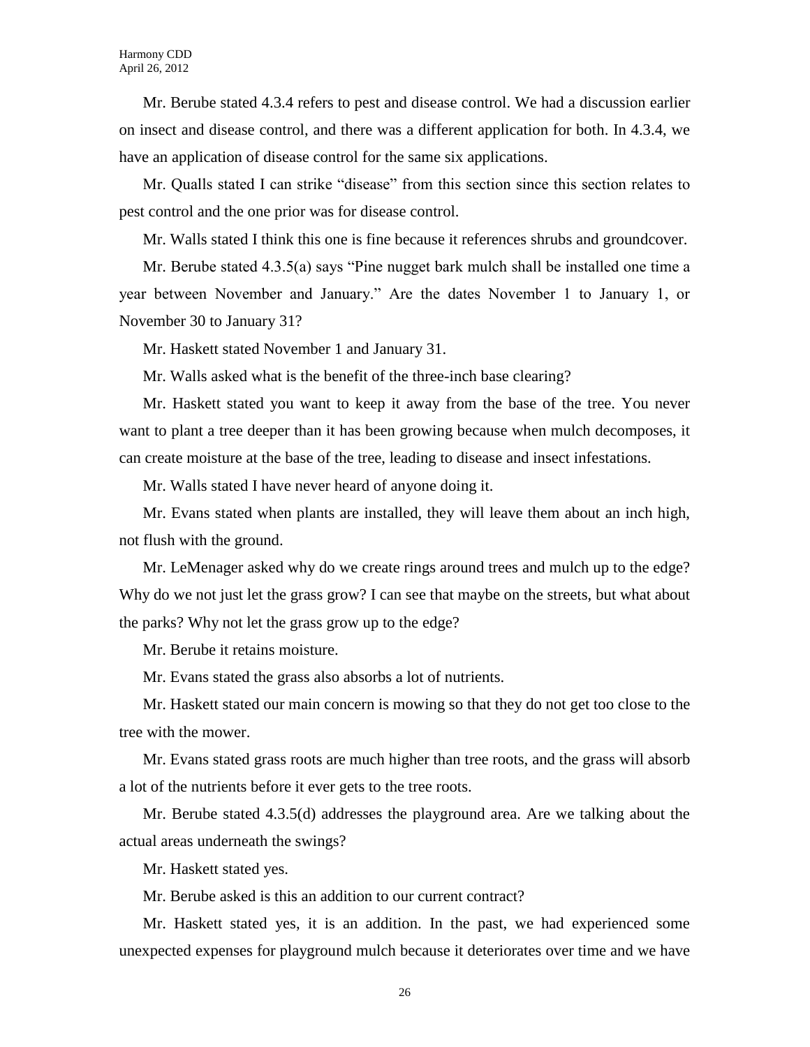Mr. Berube stated 4.3.4 refers to pest and disease control. We had a discussion earlier on insect and disease control, and there was a different application for both. In 4.3.4, we have an application of disease control for the same six applications.

Mr. Qualls stated I can strike "disease" from this section since this section relates to pest control and the one prior was for disease control.

Mr. Walls stated I think this one is fine because it references shrubs and groundcover.

Mr. Berube stated 4.3.5(a) says "Pine nugget bark mulch shall be installed one time a year between November and January." Are the dates November 1 to January 1, or November 30 to January 31?

Mr. Haskett stated November 1 and January 31.

Mr. Walls asked what is the benefit of the three-inch base clearing?

Mr. Haskett stated you want to keep it away from the base of the tree. You never want to plant a tree deeper than it has been growing because when mulch decomposes, it can create moisture at the base of the tree, leading to disease and insect infestations.

Mr. Walls stated I have never heard of anyone doing it.

Mr. Evans stated when plants are installed, they will leave them about an inch high, not flush with the ground.

Mr. LeMenager asked why do we create rings around trees and mulch up to the edge? Why do we not just let the grass grow? I can see that maybe on the streets, but what about the parks? Why not let the grass grow up to the edge?

Mr. Berube it retains moisture.

Mr. Evans stated the grass also absorbs a lot of nutrients.

Mr. Haskett stated our main concern is mowing so that they do not get too close to the tree with the mower.

Mr. Evans stated grass roots are much higher than tree roots, and the grass will absorb a lot of the nutrients before it ever gets to the tree roots.

Mr. Berube stated 4.3.5(d) addresses the playground area. Are we talking about the actual areas underneath the swings?

Mr. Haskett stated yes.

Mr. Berube asked is this an addition to our current contract?

Mr. Haskett stated yes, it is an addition. In the past, we had experienced some unexpected expenses for playground mulch because it deteriorates over time and we have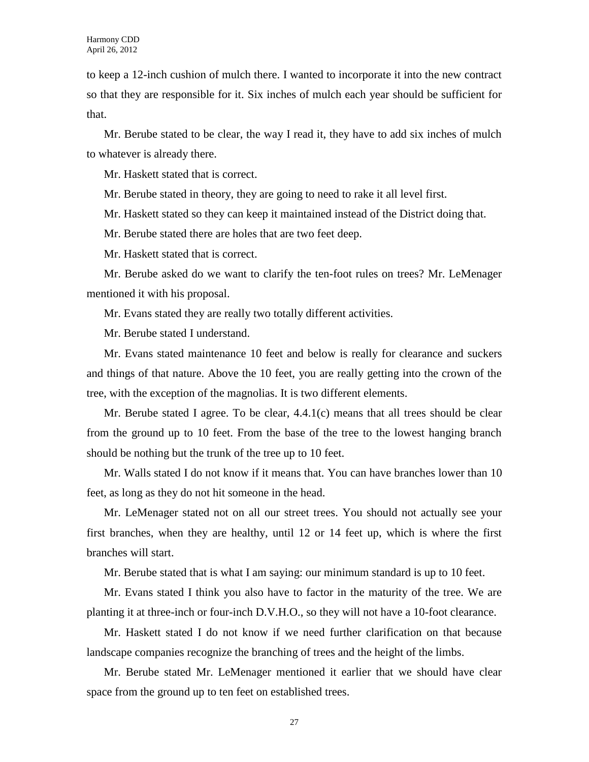to keep a 12-inch cushion of mulch there. I wanted to incorporate it into the new contract so that they are responsible for it. Six inches of mulch each year should be sufficient for that.

Mr. Berube stated to be clear, the way I read it, they have to add six inches of mulch to whatever is already there.

Mr. Haskett stated that is correct.

Mr. Berube stated in theory, they are going to need to rake it all level first.

Mr. Haskett stated so they can keep it maintained instead of the District doing that.

Mr. Berube stated there are holes that are two feet deep.

Mr. Haskett stated that is correct.

Mr. Berube asked do we want to clarify the ten-foot rules on trees? Mr. LeMenager mentioned it with his proposal.

Mr. Evans stated they are really two totally different activities.

Mr. Berube stated I understand.

Mr. Evans stated maintenance 10 feet and below is really for clearance and suckers and things of that nature. Above the 10 feet, you are really getting into the crown of the tree, with the exception of the magnolias. It is two different elements.

Mr. Berube stated I agree. To be clear, 4.4.1(c) means that all trees should be clear from the ground up to 10 feet. From the base of the tree to the lowest hanging branch should be nothing but the trunk of the tree up to 10 feet.

Mr. Walls stated I do not know if it means that. You can have branches lower than 10 feet, as long as they do not hit someone in the head.

Mr. LeMenager stated not on all our street trees. You should not actually see your first branches, when they are healthy, until 12 or 14 feet up, which is where the first branches will start.

Mr. Berube stated that is what I am saying: our minimum standard is up to 10 feet.

Mr. Evans stated I think you also have to factor in the maturity of the tree. We are planting it at three-inch or four-inch D.V.H.O., so they will not have a 10-foot clearance.

Mr. Haskett stated I do not know if we need further clarification on that because landscape companies recognize the branching of trees and the height of the limbs.

Mr. Berube stated Mr. LeMenager mentioned it earlier that we should have clear space from the ground up to ten feet on established trees.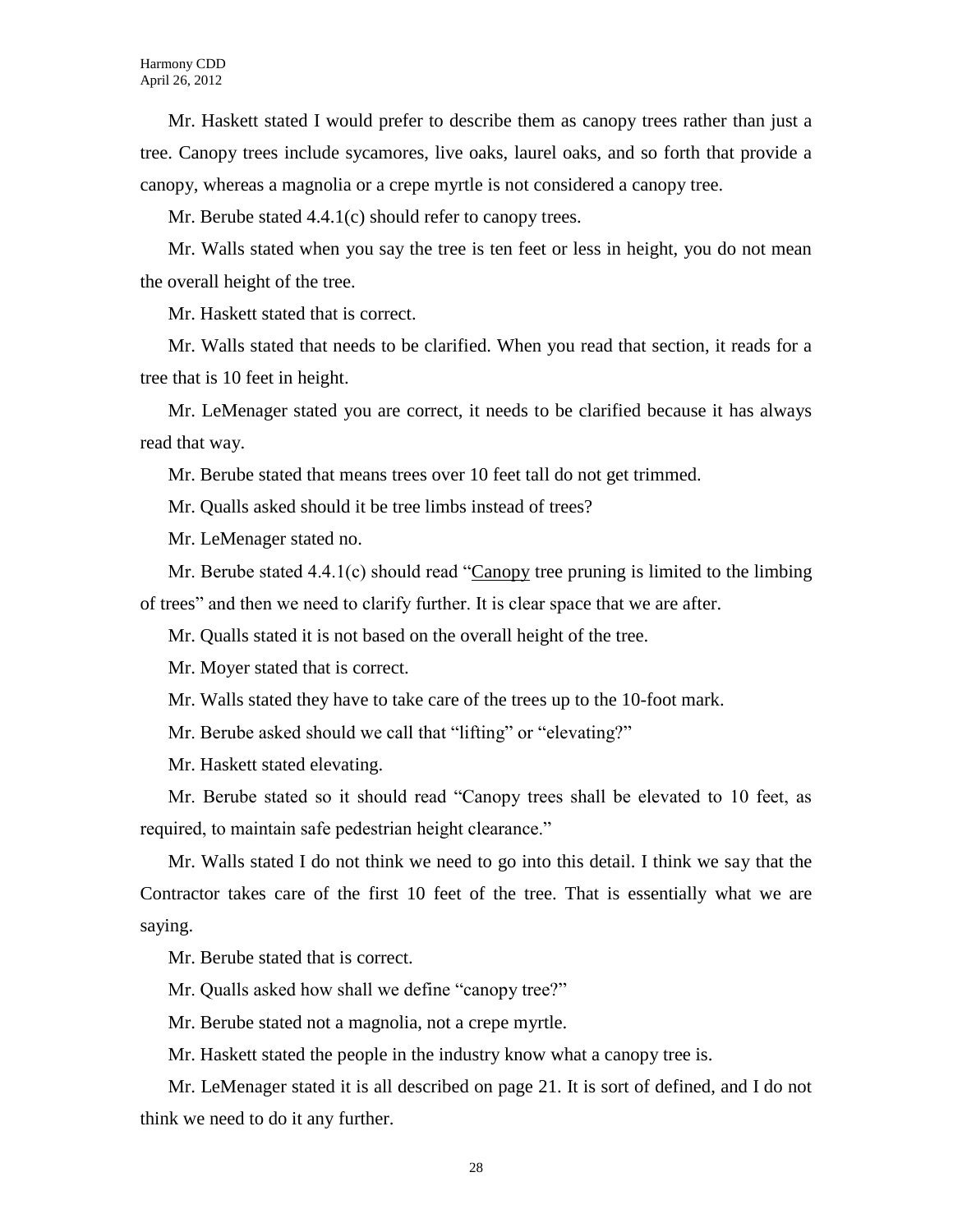Mr. Haskett stated I would prefer to describe them as canopy trees rather than just a tree. Canopy trees include sycamores, live oaks, laurel oaks, and so forth that provide a canopy, whereas a magnolia or a crepe myrtle is not considered a canopy tree.

Mr. Berube stated 4.4.1(c) should refer to canopy trees.

Mr. Walls stated when you say the tree is ten feet or less in height, you do not mean the overall height of the tree.

Mr. Haskett stated that is correct.

Mr. Walls stated that needs to be clarified. When you read that section, it reads for a tree that is 10 feet in height.

Mr. LeMenager stated you are correct, it needs to be clarified because it has always read that way.

Mr. Berube stated that means trees over 10 feet tall do not get trimmed.

Mr. Qualls asked should it be tree limbs instead of trees?

Mr. LeMenager stated no.

Mr. Berube stated 4.4.1(c) should read "<u>Canopy</u> tree pruning is limited to the limbing of trees" and then we need to clarify further. It is clear space that we are after.

Mr. Qualls stated it is not based on the overall height of the tree.

Mr. Moyer stated that is correct.

Mr. Walls stated they have to take care of the trees up to the 10-foot mark.

Mr. Berube asked should we call that "lifting" or "elevating?"

Mr. Haskett stated elevating.

Mr. Berube stated so it should read "Canopy trees shall be elevated to 10 feet, as required, to maintain safe pedestrian height clearance."

Mr. Walls stated I do not think we need to go into this detail. I think we say that the Contractor takes care of the first 10 feet of the tree. That is essentially what we are saying.

Mr. Berube stated that is correct.

Mr. Qualls asked how shall we define "canopy tree?"

Mr. Berube stated not a magnolia, not a crepe myrtle.

Mr. Haskett stated the people in the industry know what a canopy tree is.

Mr. LeMenager stated it is all described on page 21. It is sort of defined, and I do not think we need to do it any further.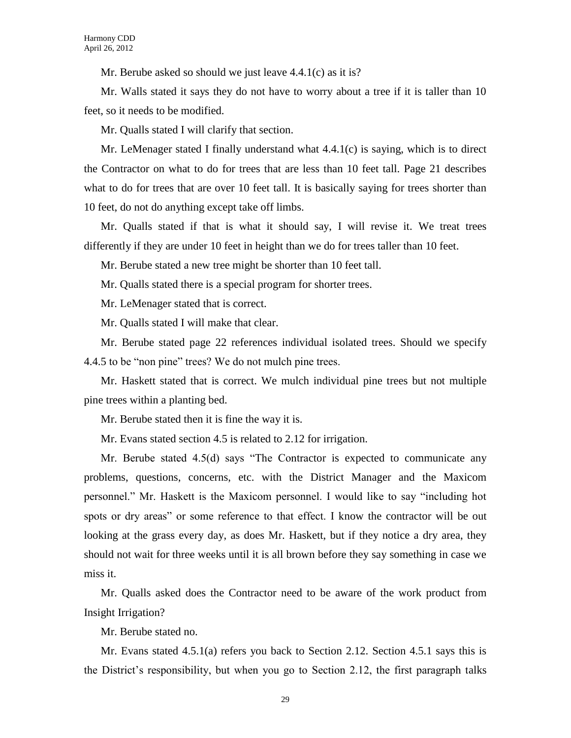Mr. Berube asked so should we just leave 4.4.1(c) as it is?

Mr. Walls stated it says they do not have to worry about a tree if it is taller than 10 feet, so it needs to be modified.

Mr. Qualls stated I will clarify that section.

Mr. LeMenager stated I finally understand what 4.4.1(c) is saying, which is to direct the Contractor on what to do for trees that are less than 10 feet tall. Page 21 describes what to do for trees that are over 10 feet tall. It is basically saying for trees shorter than 10 feet, do not do anything except take off limbs.

Mr. Qualls stated if that is what it should say, I will revise it. We treat trees differently if they are under 10 feet in height than we do for trees taller than 10 feet.

Mr. Berube stated a new tree might be shorter than 10 feet tall.

Mr. Qualls stated there is a special program for shorter trees.

Mr. LeMenager stated that is correct.

Mr. Qualls stated I will make that clear.

Mr. Berube stated page 22 references individual isolated trees. Should we specify 4.4.5 to be "non pine" trees? We do not mulch pine trees.

Mr. Haskett stated that is correct. We mulch individual pine trees but not multiple pine trees within a planting bed.

Mr. Berube stated then it is fine the way it is.

Mr. Evans stated section 4.5 is related to 2.12 for irrigation.

Mr. Berube stated 4.5(d) says "The Contractor is expected to communicate any problems, questions, concerns, etc. with the District Manager and the Maxicom personnel." Mr. Haskett is the Maxicom personnel. I would like to say "including hot spots or dry areas" or some reference to that effect. I know the contractor will be out looking at the grass every day, as does Mr. Haskett, but if they notice a dry area, they should not wait for three weeks until it is all brown before they say something in case we miss it.

Mr. Qualls asked does the Contractor need to be aware of the work product from Insight Irrigation?

Mr. Berube stated no.

Mr. Evans stated 4.5.1(a) refers you back to Section 2.12. Section 4.5.1 says this is the District's responsibility, but when you go to Section 2.12, the first paragraph talks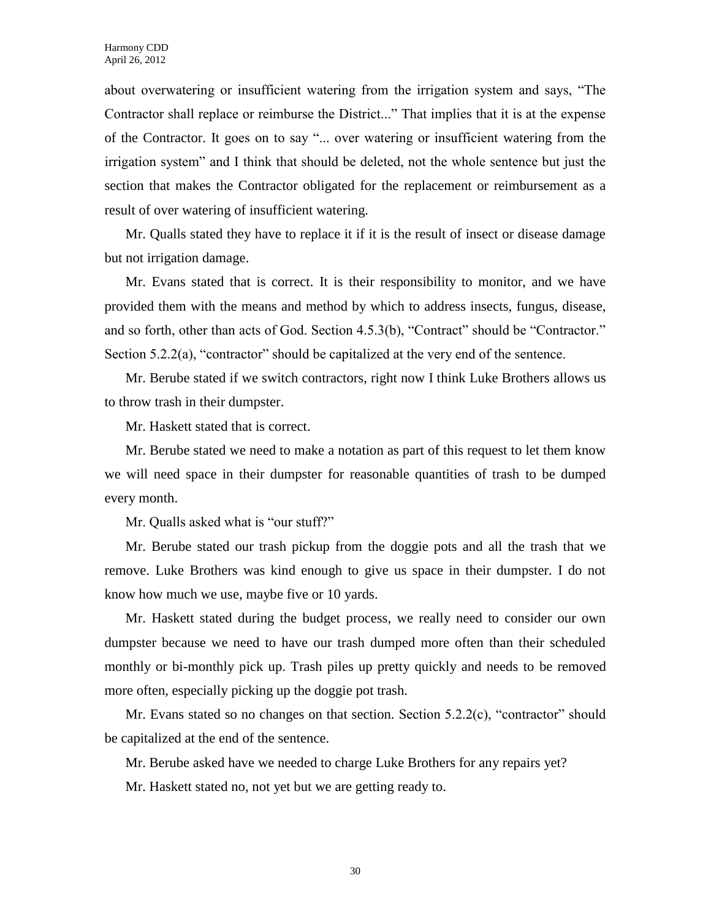about overwatering or insufficient watering from the irrigation system and says, "The Contractor shall replace or reimburse the District..." That implies that it is at the expense of the Contractor. It goes on to say "... over watering or insufficient watering from the irrigation system" and I think that should be deleted, not the whole sentence but just the section that makes the Contractor obligated for the replacement or reimbursement as a result of over watering of insufficient watering.

Mr. Qualls stated they have to replace it if it is the result of insect or disease damage but not irrigation damage.

Mr. Evans stated that is correct. It is their responsibility to monitor, and we have provided them with the means and method by which to address insects, fungus, disease, and so forth, other than acts of God. Section 4.5.3(b), "Contract" should be "Contractor." Section 5.2.2(a), "contractor" should be capitalized at the very end of the sentence.

Mr. Berube stated if we switch contractors, right now I think Luke Brothers allows us to throw trash in their dumpster.

Mr. Haskett stated that is correct.

Mr. Berube stated we need to make a notation as part of this request to let them know we will need space in their dumpster for reasonable quantities of trash to be dumped every month.

Mr. Qualls asked what is "our stuff?"

Mr. Berube stated our trash pickup from the doggie pots and all the trash that we remove. Luke Brothers was kind enough to give us space in their dumpster. I do not know how much we use, maybe five or 10 yards.

Mr. Haskett stated during the budget process, we really need to consider our own dumpster because we need to have our trash dumped more often than their scheduled monthly or bi-monthly pick up. Trash piles up pretty quickly and needs to be removed more often, especially picking up the doggie pot trash.

Mr. Evans stated so no changes on that section. Section 5.2.2(c), "contractor" should be capitalized at the end of the sentence.

Mr. Berube asked have we needed to charge Luke Brothers for any repairs yet?

Mr. Haskett stated no, not yet but we are getting ready to.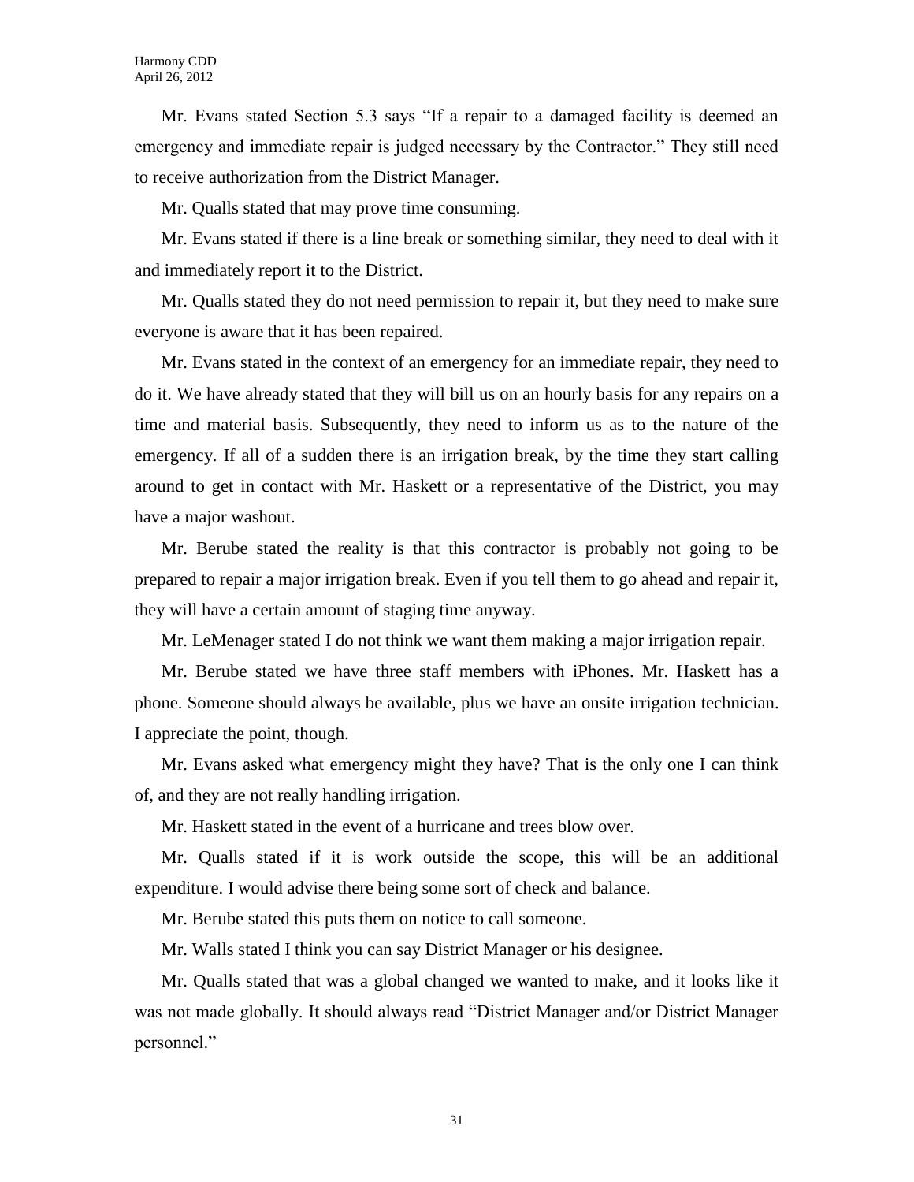Mr. Evans stated Section 5.3 says "If a repair to a damaged facility is deemed an emergency and immediate repair is judged necessary by the Contractor." They still need to receive authorization from the District Manager.

Mr. Qualls stated that may prove time consuming.

Mr. Evans stated if there is a line break or something similar, they need to deal with it and immediately report it to the District.

Mr. Qualls stated they do not need permission to repair it, but they need to make sure everyone is aware that it has been repaired.

Mr. Evans stated in the context of an emergency for an immediate repair, they need to do it. We have already stated that they will bill us on an hourly basis for any repairs on a time and material basis. Subsequently, they need to inform us as to the nature of the emergency. If all of a sudden there is an irrigation break, by the time they start calling around to get in contact with Mr. Haskett or a representative of the District, you may have a major washout.

Mr. Berube stated the reality is that this contractor is probably not going to be prepared to repair a major irrigation break. Even if you tell them to go ahead and repair it, they will have a certain amount of staging time anyway.

Mr. LeMenager stated I do not think we want them making a major irrigation repair.

Mr. Berube stated we have three staff members with iPhones. Mr. Haskett has a phone. Someone should always be available, plus we have an onsite irrigation technician. I appreciate the point, though.

Mr. Evans asked what emergency might they have? That is the only one I can think of, and they are not really handling irrigation.

Mr. Haskett stated in the event of a hurricane and trees blow over.

Mr. Qualls stated if it is work outside the scope, this will be an additional expenditure. I would advise there being some sort of check and balance.

Mr. Berube stated this puts them on notice to call someone.

Mr. Walls stated I think you can say District Manager or his designee.

Mr. Qualls stated that was a global changed we wanted to make, and it looks like it was not made globally. It should always read "District Manager and/or District Manager personnel."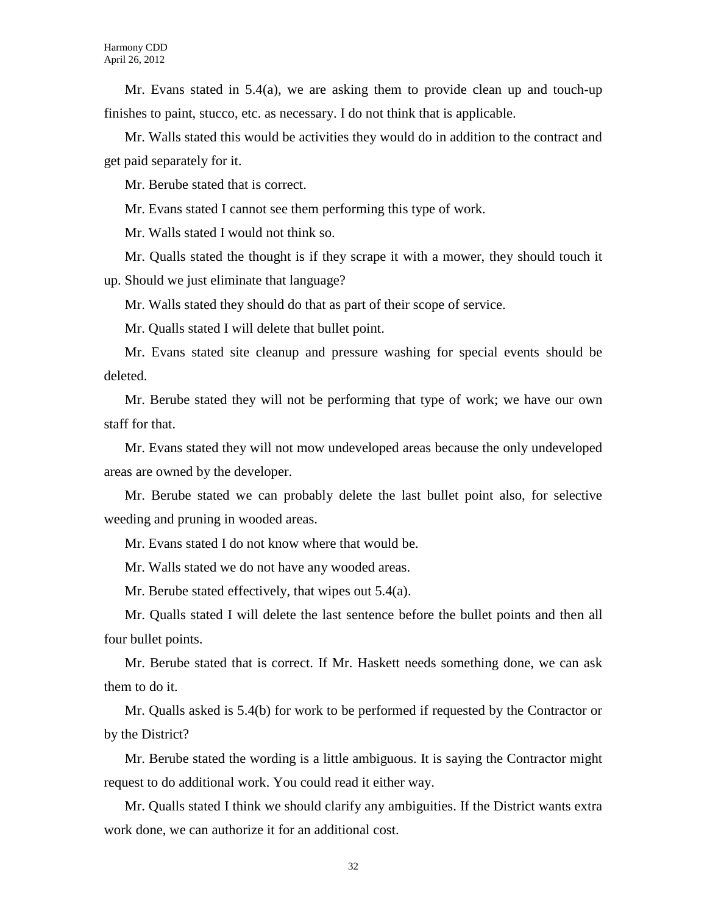Mr. Evans stated in 5.4(a), we are asking them to provide clean up and touch-up finishes to paint, stucco, etc. as necessary. I do not think that is applicable.

Mr. Walls stated this would be activities they would do in addition to the contract and get paid separately for it.

Mr. Berube stated that is correct.

Mr. Evans stated I cannot see them performing this type of work.

Mr. Walls stated I would not think so.

Mr. Qualls stated the thought is if they scrape it with a mower, they should touch it up. Should we just eliminate that language?

Mr. Walls stated they should do that as part of their scope of service.

Mr. Qualls stated I will delete that bullet point.

Mr. Evans stated site cleanup and pressure washing for special events should be deleted.

Mr. Berube stated they will not be performing that type of work; we have our own staff for that.

Mr. Evans stated they will not mow undeveloped areas because the only undeveloped areas are owned by the developer.

Mr. Berube stated we can probably delete the last bullet point also, for selective weeding and pruning in wooded areas.

Mr. Evans stated I do not know where that would be.

Mr. Walls stated we do not have any wooded areas.

Mr. Berube stated effectively, that wipes out 5.4(a).

Mr. Qualls stated I will delete the last sentence before the bullet points and then all four bullet points.

Mr. Berube stated that is correct. If Mr. Haskett needs something done, we can ask them to do it.

Mr. Qualls asked is 5.4(b) for work to be performed if requested by the Contractor or by the District?

Mr. Berube stated the wording is a little ambiguous. It is saying the Contractor might request to do additional work. You could read it either way.

Mr. Qualls stated I think we should clarify any ambiguities. If the District wants extra work done, we can authorize it for an additional cost.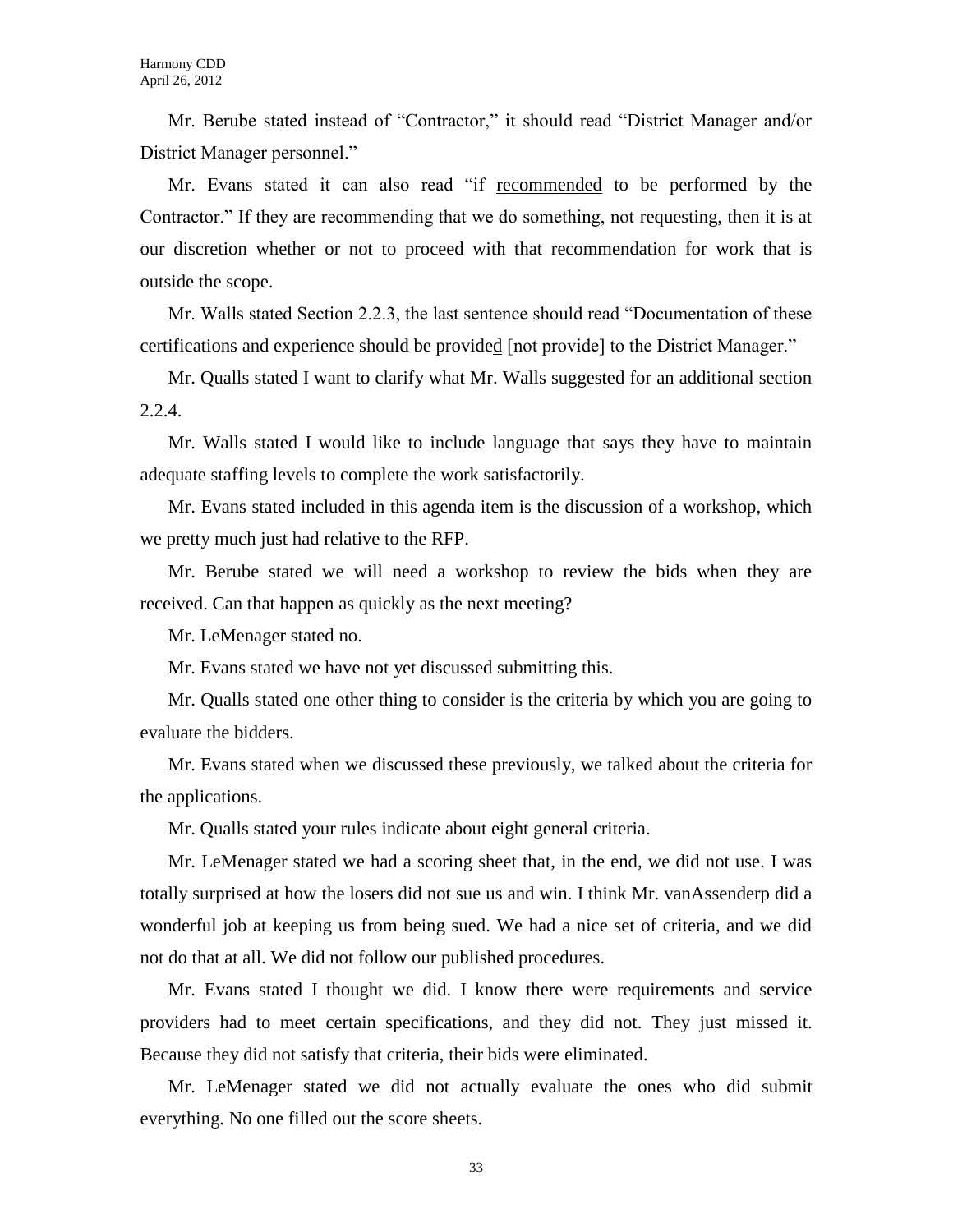Mr. Berube stated instead of "Contractor," it should read "District Manager and/or District Manager personnel."

Mr. Evans stated it can also read "if recommended to be performed by the Contractor." If they are recommending that we do something, not requesting, then it is at our discretion whether or not to proceed with that recommendation for work that is outside the scope.

Mr. Walls stated Section 2.2.3, the last sentence should read "Documentation of these certifications and experience should be provided [not provide] to the District Manager."

Mr. Qualls stated I want to clarify what Mr. Walls suggested for an additional section 2.2.4.

Mr. Walls stated I would like to include language that says they have to maintain adequate staffing levels to complete the work satisfactorily.

Mr. Evans stated included in this agenda item is the discussion of a workshop, which we pretty much just had relative to the RFP.

Mr. Berube stated we will need a workshop to review the bids when they are received. Can that happen as quickly as the next meeting?

Mr. LeMenager stated no.

Mr. Evans stated we have not yet discussed submitting this.

Mr. Qualls stated one other thing to consider is the criteria by which you are going to evaluate the bidders.

Mr. Evans stated when we discussed these previously, we talked about the criteria for the applications.

Mr. Qualls stated your rules indicate about eight general criteria.

Mr. LeMenager stated we had a scoring sheet that, in the end, we did not use. I was totally surprised at how the losers did not sue us and win. I think Mr. vanAssenderp did a wonderful job at keeping us from being sued. We had a nice set of criteria, and we did not do that at all. We did not follow our published procedures.

Mr. Evans stated I thought we did. I know there were requirements and service providers had to meet certain specifications, and they did not. They just missed it. Because they did not satisfy that criteria, their bids were eliminated.

Mr. LeMenager stated we did not actually evaluate the ones who did submit everything. No one filled out the score sheets.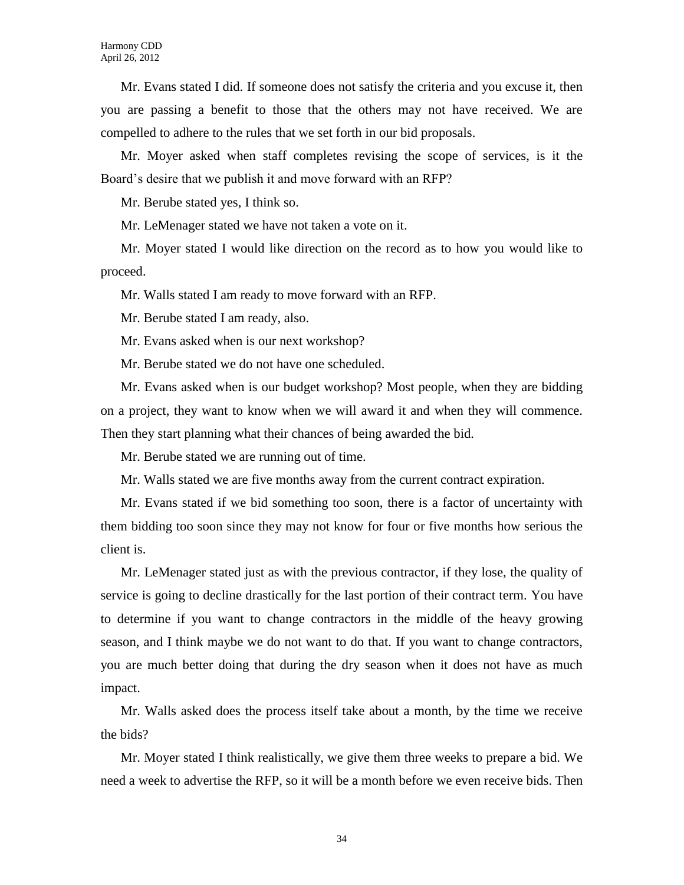Mr. Evans stated I did. If someone does not satisfy the criteria and you excuse it, then you are passing a benefit to those that the others may not have received. We are compelled to adhere to the rules that we set forth in our bid proposals.

Mr. Moyer asked when staff completes revising the scope of services, is it the Board's desire that we publish it and move forward with an RFP?

Mr. Berube stated yes, I think so.

Mr. LeMenager stated we have not taken a vote on it.

Mr. Moyer stated I would like direction on the record as to how you would like to proceed.

Mr. Walls stated I am ready to move forward with an RFP.

Mr. Berube stated I am ready, also.

Mr. Evans asked when is our next workshop?

Mr. Berube stated we do not have one scheduled.

Mr. Evans asked when is our budget workshop? Most people, when they are bidding on a project, they want to know when we will award it and when they will commence. Then they start planning what their chances of being awarded the bid.

Mr. Berube stated we are running out of time.

Mr. Walls stated we are five months away from the current contract expiration.

Mr. Evans stated if we bid something too soon, there is a factor of uncertainty with them bidding too soon since they may not know for four or five months how serious the client is.

Mr. LeMenager stated just as with the previous contractor, if they lose, the quality of service is going to decline drastically for the last portion of their contract term. You have to determine if you want to change contractors in the middle of the heavy growing season, and I think maybe we do not want to do that. If you want to change contractors, you are much better doing that during the dry season when it does not have as much impact.

Mr. Walls asked does the process itself take about a month, by the time we receive the bids?

Mr. Moyer stated I think realistically, we give them three weeks to prepare a bid. We need a week to advertise the RFP, so it will be a month before we even receive bids. Then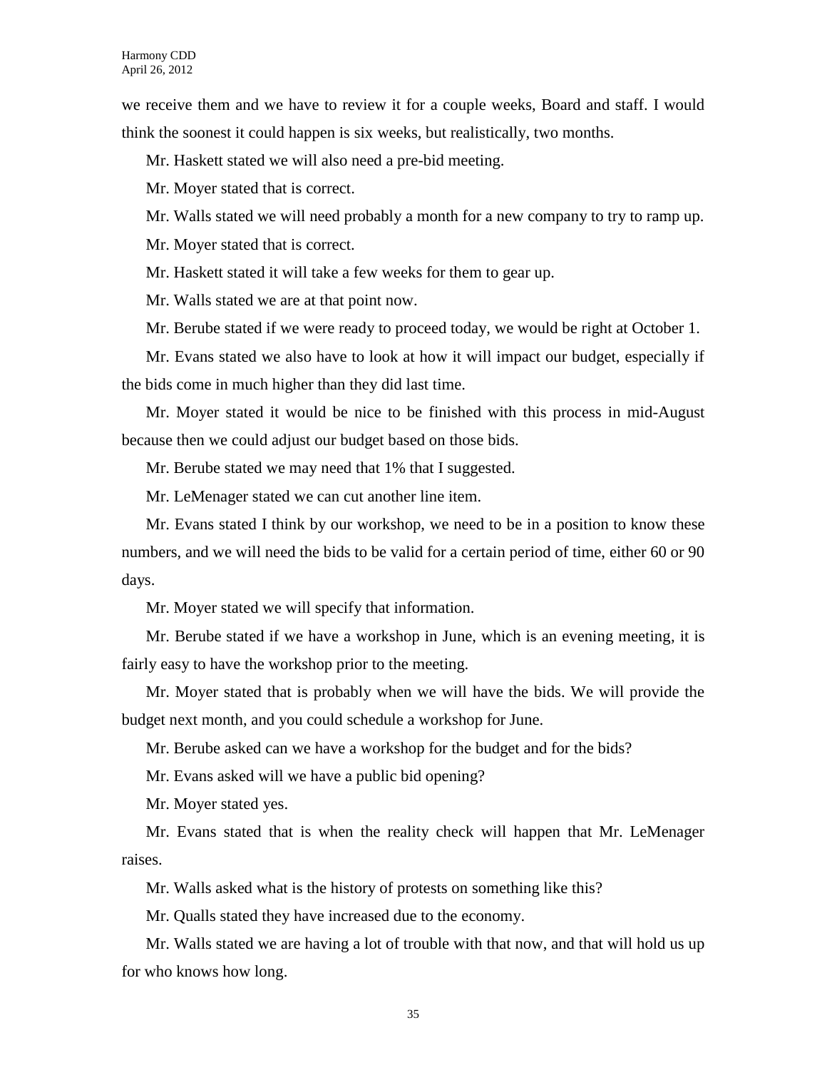we receive them and we have to review it for a couple weeks, Board and staff. I would think the soonest it could happen is six weeks, but realistically, two months.

Mr. Haskett stated we will also need a pre-bid meeting.

Mr. Moyer stated that is correct.

Mr. Walls stated we will need probably a month for a new company to try to ramp up.

Mr. Moyer stated that is correct.

Mr. Haskett stated it will take a few weeks for them to gear up.

Mr. Walls stated we are at that point now.

Mr. Berube stated if we were ready to proceed today, we would be right at October 1.

Mr. Evans stated we also have to look at how it will impact our budget, especially if the bids come in much higher than they did last time.

Mr. Moyer stated it would be nice to be finished with this process in mid-August because then we could adjust our budget based on those bids.

Mr. Berube stated we may need that 1% that I suggested.

Mr. LeMenager stated we can cut another line item.

Mr. Evans stated I think by our workshop, we need to be in a position to know these numbers, and we will need the bids to be valid for a certain period of time, either 60 or 90 days.

Mr. Moyer stated we will specify that information.

Mr. Berube stated if we have a workshop in June, which is an evening meeting, it is fairly easy to have the workshop prior to the meeting.

Mr. Moyer stated that is probably when we will have the bids. We will provide the budget next month, and you could schedule a workshop for June.

Mr. Berube asked can we have a workshop for the budget and for the bids?

Mr. Evans asked will we have a public bid opening?

Mr. Moyer stated yes.

Mr. Evans stated that is when the reality check will happen that Mr. LeMenager raises.

Mr. Walls asked what is the history of protests on something like this?

Mr. Qualls stated they have increased due to the economy.

Mr. Walls stated we are having a lot of trouble with that now, and that will hold us up for who knows how long.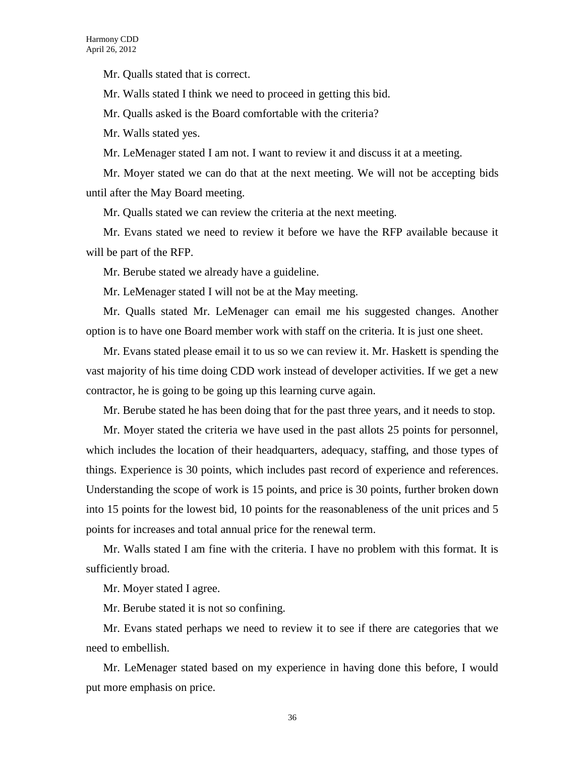Mr. Qualls stated that is correct.

Mr. Walls stated I think we need to proceed in getting this bid.

Mr. Qualls asked is the Board comfortable with the criteria?

Mr. Walls stated yes.

Mr. LeMenager stated I am not. I want to review it and discuss it at a meeting.

Mr. Moyer stated we can do that at the next meeting. We will not be accepting bids until after the May Board meeting.

Mr. Qualls stated we can review the criteria at the next meeting.

Mr. Evans stated we need to review it before we have the RFP available because it will be part of the RFP.

Mr. Berube stated we already have a guideline.

Mr. LeMenager stated I will not be at the May meeting.

Mr. Qualls stated Mr. LeMenager can email me his suggested changes. Another option is to have one Board member work with staff on the criteria. It is just one sheet.

Mr. Evans stated please email it to us so we can review it. Mr. Haskett is spending the vast majority of his time doing CDD work instead of developer activities. If we get a new contractor, he is going to be going up this learning curve again.

Mr. Berube stated he has been doing that for the past three years, and it needs to stop.

Mr. Moyer stated the criteria we have used in the past allots 25 points for personnel, which includes the location of their headquarters, adequacy, staffing, and those types of things. Experience is 30 points, which includes past record of experience and references. Understanding the scope of work is 15 points, and price is 30 points, further broken down into 15 points for the lowest bid, 10 points for the reasonableness of the unit prices and 5 points for increases and total annual price for the renewal term.

Mr. Walls stated I am fine with the criteria. I have no problem with this format. It is sufficiently broad.

Mr. Moyer stated I agree.

Mr. Berube stated it is not so confining.

Mr. Evans stated perhaps we need to review it to see if there are categories that we need to embellish.

Mr. LeMenager stated based on my experience in having done this before, I would put more emphasis on price.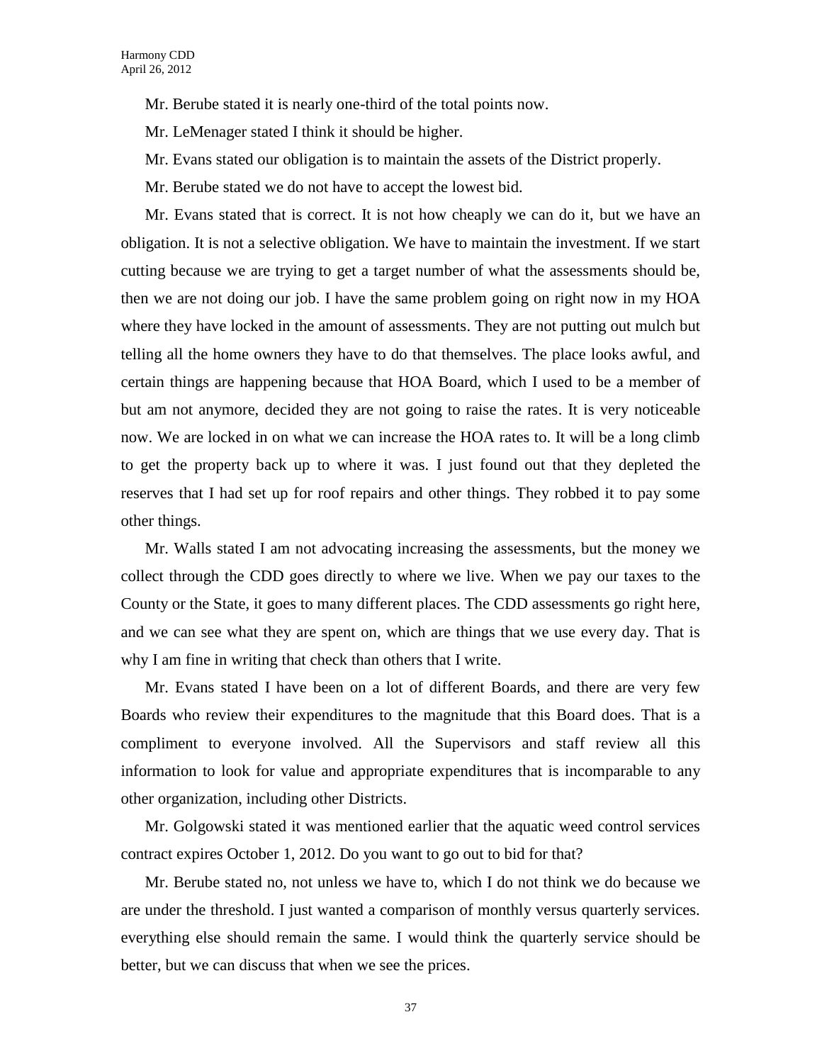Mr. Berube stated it is nearly one-third of the total points now.

Mr. LeMenager stated I think it should be higher.

Mr. Evans stated our obligation is to maintain the assets of the District properly.

Mr. Berube stated we do not have to accept the lowest bid.

Mr. Evans stated that is correct. It is not how cheaply we can do it, but we have an obligation. It is not a selective obligation. We have to maintain the investment. If we start cutting because we are trying to get a target number of what the assessments should be, then we are not doing our job. I have the same problem going on right now in my HOA where they have locked in the amount of assessments. They are not putting out mulch but telling all the home owners they have to do that themselves. The place looks awful, and certain things are happening because that HOA Board, which I used to be a member of but am not anymore, decided they are not going to raise the rates. It is very noticeable now. We are locked in on what we can increase the HOA rates to. It will be a long climb to get the property back up to where it was. I just found out that they depleted the reserves that I had set up for roof repairs and other things. They robbed it to pay some other things.

Mr. Walls stated I am not advocating increasing the assessments, but the money we collect through the CDD goes directly to where we live. When we pay our taxes to the County or the State, it goes to many different places. The CDD assessments go right here, and we can see what they are spent on, which are things that we use every day. That is why I am fine in writing that check than others that I write.

Mr. Evans stated I have been on a lot of different Boards, and there are very few Boards who review their expenditures to the magnitude that this Board does. That is a compliment to everyone involved. All the Supervisors and staff review all this information to look for value and appropriate expenditures that is incomparable to any other organization, including other Districts.

Mr. Golgowski stated it was mentioned earlier that the aquatic weed control services contract expires October 1, 2012. Do you want to go out to bid for that?

Mr. Berube stated no, not unless we have to, which I do not think we do because we are under the threshold. I just wanted a comparison of monthly versus quarterly services. everything else should remain the same. I would think the quarterly service should be better, but we can discuss that when we see the prices.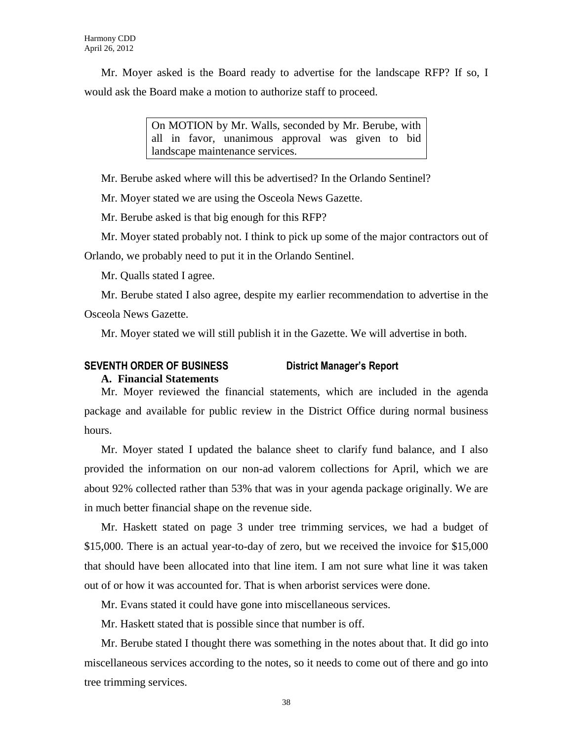Mr. Moyer asked is the Board ready to advertise for the landscape RFP? If so, I would ask the Board make a motion to authorize staff to proceed.

> On MOTION by Mr. Walls, seconded by Mr. Berube, with all in favor, unanimous approval was given to bid landscape maintenance services.

Mr. Berube asked where will this be advertised? In the Orlando Sentinel?

Mr. Moyer stated we are using the Osceola News Gazette.

Mr. Berube asked is that big enough for this RFP?

Mr. Moyer stated probably not. I think to pick up some of the major contractors out of Orlando, we probably need to put it in the Orlando Sentinel.

Mr. Qualls stated I agree.

Mr. Berube stated I also agree, despite my earlier recommendation to advertise in the Osceola News Gazette.

Mr. Moyer stated we will still publish it in the Gazette. We will advertise in both.

## SEVENTH ORDER OF BUSINESS District Manager's Report

### A. Financial Statements

Mr. Moyer reviewed the financial statements, which are included in the agenda package and available for public review in the District Office during normal business hours.

Mr. Moyer stated I updated the balance sheet to clarify fund balance, and I also provided the information on our non-ad valorem collections for April, which we are about 92% collected rather than 53% that was in your agenda package originally. We are in much better financial shape on the revenue side.

Mr. Haskett stated on page 3 under tree trimming services, we had a budget of $15,000. There is an actual year-to-day of zero, but we received the invoice for $15,000 that should have been allocated into that line item. I am not sure what line it was taken out of or how it was accounted for. That is when arborist services were done.

Mr. Evans stated it could have gone into miscellaneous services.

Mr. Haskett stated that is possible since that number is off.

Mr. Berube stated I thought there was something in the notes about that. It did go into miscellaneous services according to the notes, so it needs to come out of there and go into tree trimming services.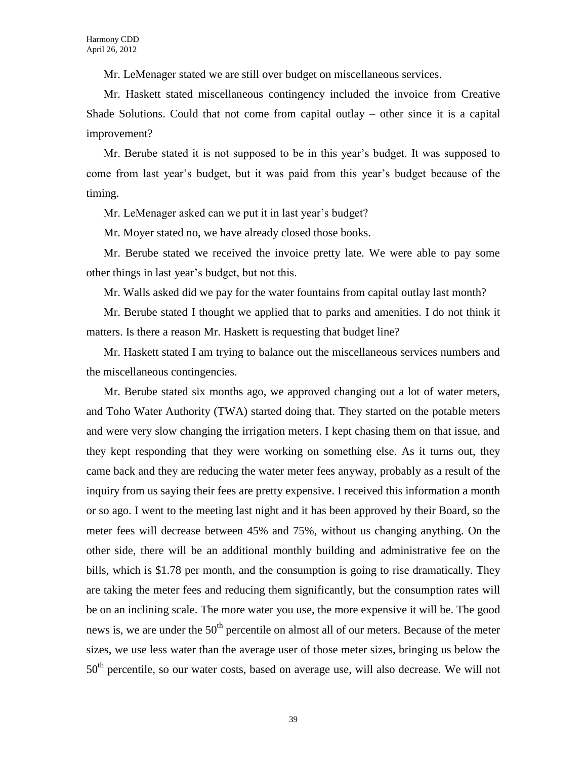Mr. LeMenager stated we are still over budget on miscellaneous services.

Mr. Haskett stated miscellaneous contingency included the invoice from Creative Shade Solutions. Could that not come from capital outlay – other since it is a capital improvement?

Mr. Berube stated it is not supposed to be in this year's budget. It was supposed to come from last year's budget, but it was paid from this year's budget because of the timing.

Mr. LeMenager asked can we put it in last year's budget?

Mr. Moyer stated no, we have already closed those books.

Mr. Berube stated we received the invoice pretty late. We were able to pay some other things in last year's budget, but not this.

Mr. Walls asked did we pay for the water fountains from capital outlay last month?

Mr. Berube stated I thought we applied that to parks and amenities. I do not think it matters. Is there a reason Mr. Haskett is requesting that budget line?

Mr. Haskett stated I am trying to balance out the miscellaneous services numbers and the miscellaneous contingencies.

Mr. Berube stated six months ago, we approved changing out a lot of water meters, and Toho Water Authority (TWA) started doing that. They started on the potable meters and were very slow changing the irrigation meters. I kept chasing them on that issue, and they kept responding that they were working on something else. As it turns out, they came back and they are reducing the water meter fees anyway, probably as a result of the inquiry from us saying their fees are pretty expensive. I received this information a month or so ago. I went to the meeting last night and it has been approved by their Board, so the meter fees will decrease between 45% and 75%, without us changing anything. On the other side, there will be an additional monthly building and administrative fee on the bills, which is $1.78 per month, and the consumption is going to rise dramatically. They are taking the meter fees and reducing them significantly, but the consumption rates will be on an inclining scale. The more water you use, the more expensive it will be. The good news is, we are under the 50th percentile on almost all of our meters. Because of the meter sizes, we use less water than the average user of those meter sizes, bringing us below the 50th percentile, so our water costs, based on average use, will also decrease. We will not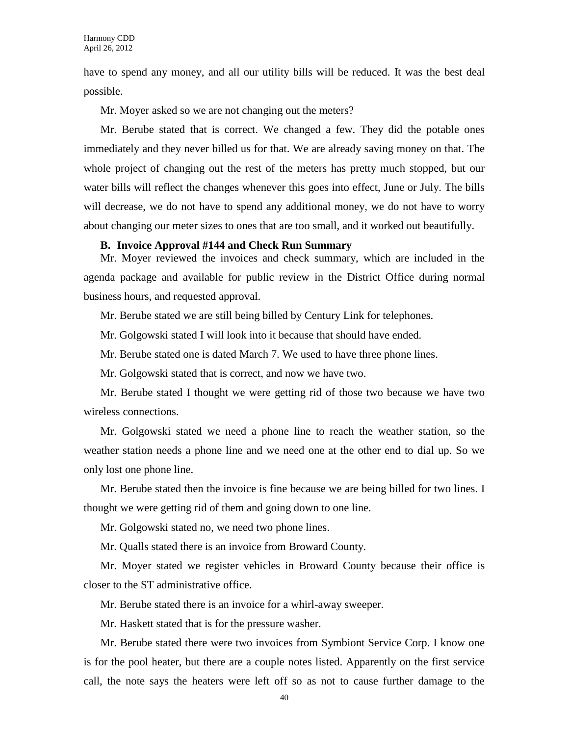have to spend any money, and all our utility bills will be reduced. It was the best deal possible.

Mr. Moyer asked so we are not changing out the meters?

Mr. Berube stated that is correct. We changed a few. They did the potable ones immediately and they never billed us for that. We are already saving money on that. The whole project of changing out the rest of the meters has pretty much stopped, but our water bills will reflect the changes whenever this goes into effect, June or July. The bills will decrease, we do not have to spend any additional money, we do not have to worry about changing our meter sizes to ones that are too small, and it worked out beautifully.

**B. Invoice Approval #144 and Check Run Summary**

Mr. Moyer reviewed the invoices and check summary, which are included in the agenda package and available for public review in the District Office during normal business hours, and requested approval.

Mr. Berube stated we are still being billed by Century Link for telephones.

Mr. Golgowski stated I will look into it because that should have ended.

Mr. Berube stated one is dated March 7. We used to have three phone lines.

Mr. Golgowski stated that is correct, and now we have two.

Mr. Berube stated I thought we were getting rid of those two because we have two wireless connections.

Mr. Golgowski stated we need a phone line to reach the weather station, so the weather station needs a phone line and we need one at the other end to dial up. So we only lost one phone line.

Mr. Berube stated then the invoice is fine because we are being billed for two lines. I thought we were getting rid of them and going down to one line.

Mr. Golgowski stated no, we need two phone lines.

Mr. Qualls stated there is an invoice from Broward County.

Mr. Moyer stated we register vehicles in Broward County because their office is closer to the ST administrative office.

Mr. Berube stated there is an invoice for a whirl-away sweeper.

Mr. Haskett stated that is for the pressure washer.

Mr. Berube stated there were two invoices from Symbiont Service Corp. I know one is for the pool heater, but there are a couple notes listed. Apparently on the first service call, the note says the heaters were left off so as not to cause further damage to the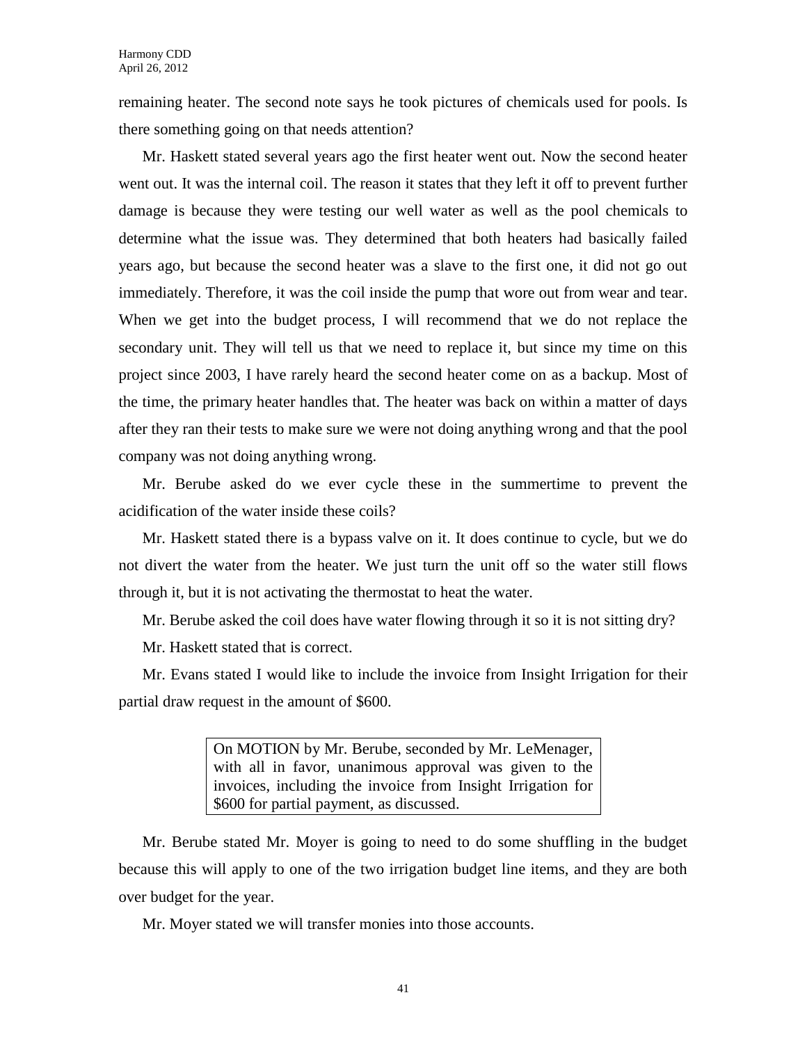remaining heater. The second note says he took pictures of chemicals used for pools. Is there something going on that needs attention?

Mr. Haskett stated several years ago the first heater went out. Now the second heater went out. It was the internal coil. The reason it states that they left it off to prevent further damage is because they were testing our well water as well as the pool chemicals to determine what the issue was. They determined that both heaters had basically failed years ago, but because the second heater was a slave to the first one, it did not go out immediately. Therefore, it was the coil inside the pump that wore out from wear and tear. When we get into the budget process, I will recommend that we do not replace the secondary unit. They will tell us that we need to replace it, but since my time on this project since 2003, I have rarely heard the second heater come on as a backup. Most of the time, the primary heater handles that. The heater was back on within a matter of days after they ran their tests to make sure we were not doing anything wrong and that the pool company was not doing anything wrong.

Mr. Berube asked do we ever cycle these in the summertime to prevent the acidification of the water inside these coils?

Mr. Haskett stated there is a bypass valve on it. It does continue to cycle, but we do not divert the water from the heater. We just turn the unit off so the water still flows through it, but it is not activating the thermostat to heat the water.

Mr. Berube asked the coil does have water flowing through it so it is not sitting dry?

Mr. Haskett stated that is correct.

Mr. Evans stated I would like to include the invoice from Insight Irrigation for their partial draw request in the amount of $600.

> On MOTION by Mr. Berube, seconded by Mr. LeMenager, with all in favor, unanimous approval was given to the invoices, including the invoice from Insight Irrigation for $600 for partial payment, as discussed.

Mr. Berube stated Mr. Moyer is going to need to do some shuffling in the budget because this will apply to one of the two irrigation budget line items, and they are both over budget for the year.

Mr. Moyer stated we will transfer monies into those accounts.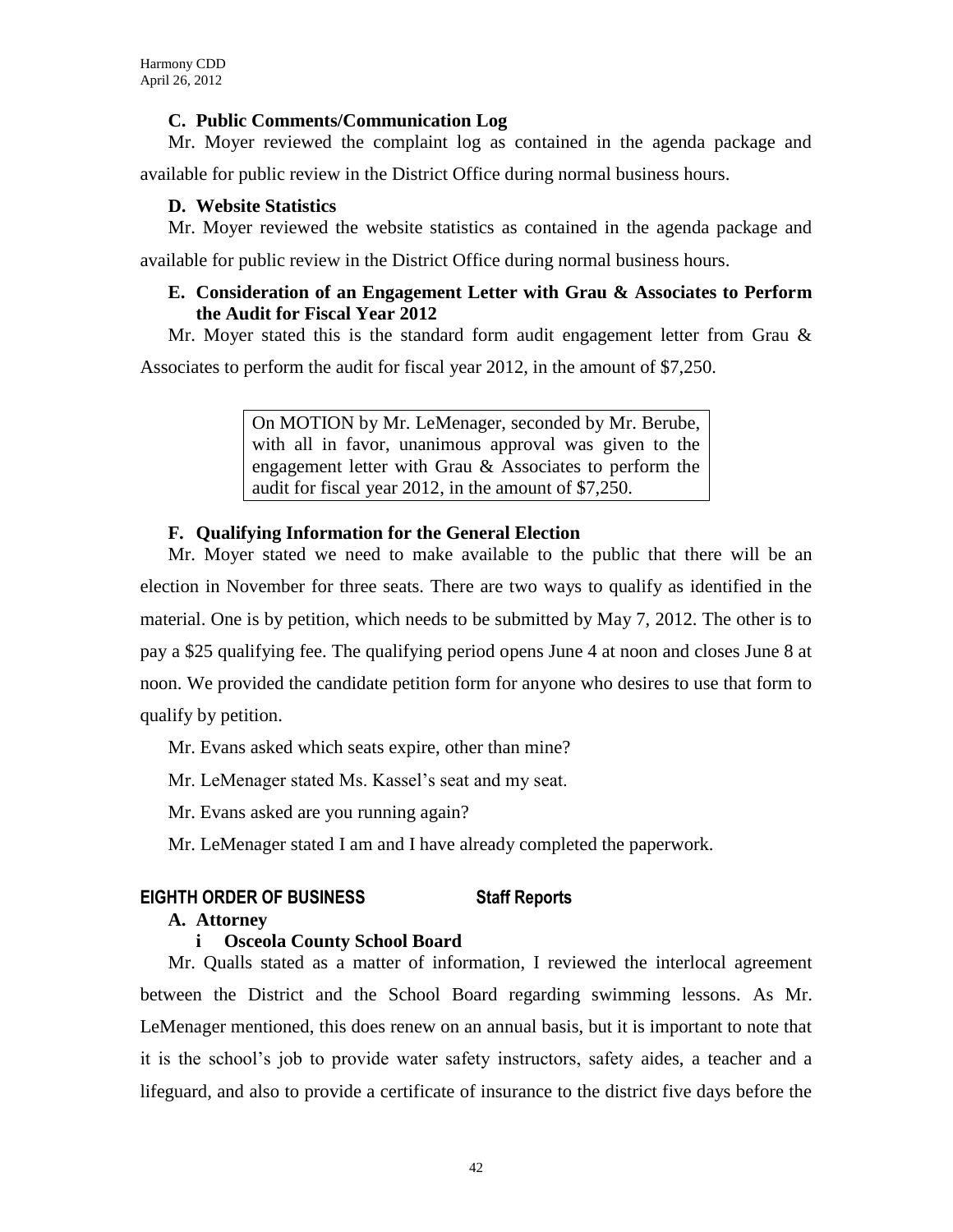### C. Public Comments/Communication Log

Mr. Moyer reviewed the complaint log as contained in the agenda package and available for public review in the District Office during normal business hours.

### D. Website Statistics

Mr. Moyer reviewed the website statistics as contained in the agenda package and available for public review in the District Office during normal business hours.

### E. Consideration of an Engagement Letter with Grau & Associates to Perform the Audit for Fiscal Year 2012

Mr. Moyer stated this is the standard form audit engagement letter from Grau & Associates to perform the audit for fiscal year 2012, in the amount of $7,250.

> On MOTION by Mr. LeMenager, seconded by Mr. Berube, with all in favor, unanimous approval was given to the engagement letter with Grau & Associates to perform the audit for fiscal year 2012, in the amount of $7,250.

### F. Qualifying Information for the General Election

Mr. Moyer stated we need to make available to the public that there will be an election in November for three seats. There are two ways to qualify as identified in the material. One is by petition, which needs to be submitted by May 7, 2012. The other is to pay a $25 qualifying fee. The qualifying period opens June 4 at noon and closes June 8 at noon. We provided the candidate petition form for anyone who desires to use that form to qualify by petition.

Mr. Evans asked which seats expire, other than mine?

Mr. LeMenager stated Ms. Kassel's seat and my seat.

Mr. Evans asked are you running again?

Mr. LeMenager stated I am and I have already completed the paperwork.

## EIGHTH ORDER OF BUSINESS Staff Reports

### A. Attorney

#### i Osceola County School Board

Mr. Qualls stated as a matter of information, I reviewed the interlocal agreement between the District and the School Board regarding swimming lessons. As Mr. LeMenager mentioned, this does renew on an annual basis, but it is important to note that it is the school's job to provide water safety instructors, safety aides, a teacher and a lifeguard, and also to provide a certificate of insurance to the district five days before the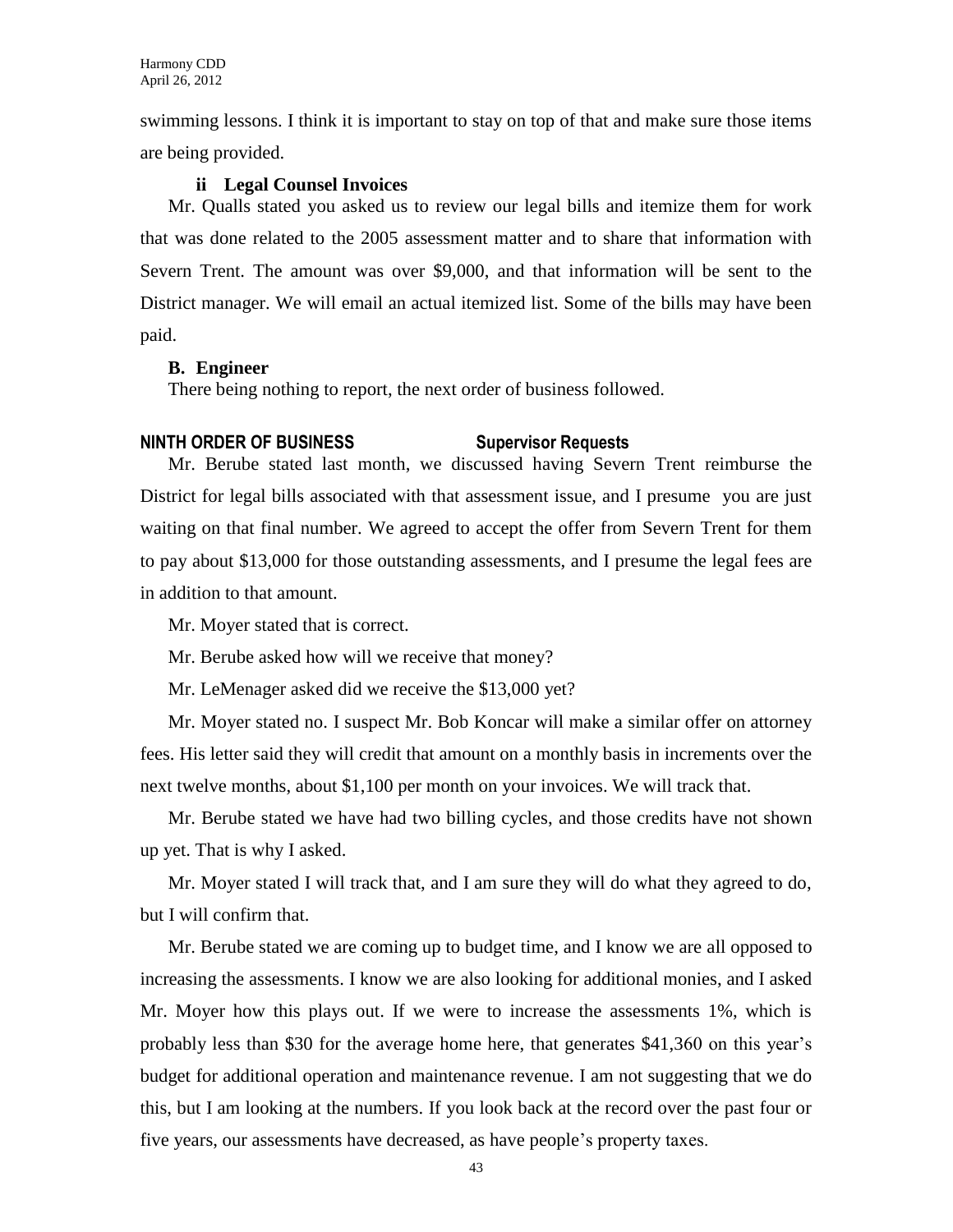swimming lessons. I think it is important to stay on top of that and make sure those items are being provided.

**ii Legal Counsel Invoices**

Mr. Qualls stated you asked us to review our legal bills and itemize them for work that was done related to the 2005 assessment matter and to share that information with Severn Trent. The amount was over $9,000, and that information will be sent to the District manager. We will email an actual itemized list. Some of the bills may have been paid.

**B. Engineer**

There being nothing to report, the next order of business followed.

**NINTH ORDER OF BUSINESS Supervisor Requests**

Mr. Berube stated last month, we discussed having Severn Trent reimburse the District for legal bills associated with that assessment issue, and I presume you are just waiting on that final number. We agreed to accept the offer from Severn Trent for them to pay about $13,000 for those outstanding assessments, and I presume the legal fees are in addition to that amount.

Mr. Moyer stated that is correct.

Mr. Berube asked how will we receive that money?

Mr. LeMenager asked did we receive the $13,000 yet?

Mr. Moyer stated no. I suspect Mr. Bob Koncar will make a similar offer on attorney fees. His letter said they will credit that amount on a monthly basis in increments over the next twelve months, about $1,100 per month on your invoices. We will track that.

Mr. Berube stated we have had two billing cycles, and those credits have not shown up yet. That is why I asked.

Mr. Moyer stated I will track that, and I am sure they will do what they agreed to do, but I will confirm that.

Mr. Berube stated we are coming up to budget time, and I know we are all opposed to increasing the assessments. I know we are also looking for additional monies, and I asked Mr. Moyer how this plays out. If we were to increase the assessments 1%, which is probably less than $30 for the average home here, that generates $41,360 on this year's budget for additional operation and maintenance revenue. I am not suggesting that we do this, but I am looking at the numbers. If you look back at the record over the past four or five years, our assessments have decreased, as have people's property taxes.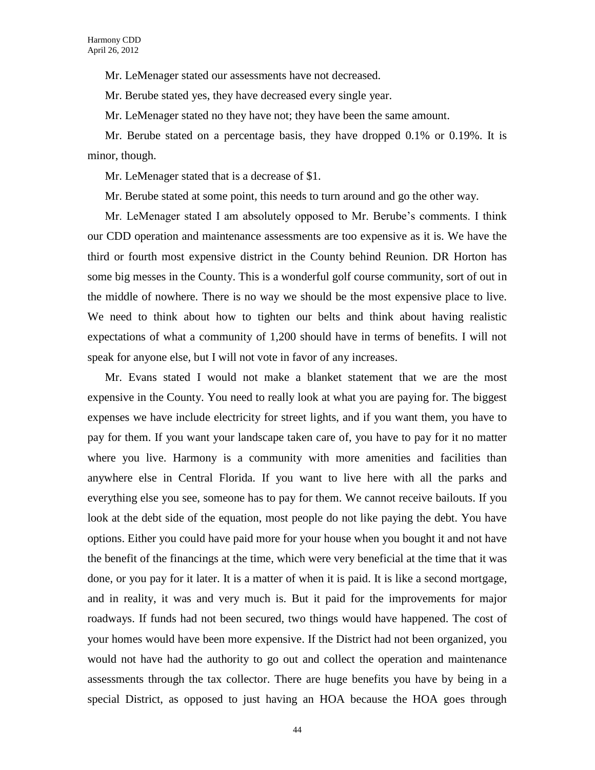Mr. LeMenager stated our assessments have not decreased.

Mr. Berube stated yes, they have decreased every single year.

Mr. LeMenager stated no they have not; they have been the same amount.

Mr. Berube stated on a percentage basis, they have dropped 0.1% or 0.19%. It is minor, though.

Mr. LeMenager stated that is a decrease of $1.

Mr. Berube stated at some point, this needs to turn around and go the other way.

Mr. LeMenager stated I am absolutely opposed to Mr. Berube's comments. I think our CDD operation and maintenance assessments are too expensive as it is. We have the third or fourth most expensive district in the County behind Reunion. DR Horton has some big messes in the County. This is a wonderful golf course community, sort of out in the middle of nowhere. There is no way we should be the most expensive place to live. We need to think about how to tighten our belts and think about having realistic expectations of what a community of 1,200 should have in terms of benefits. I will not speak for anyone else, but I will not vote in favor of any increases.

Mr. Evans stated I would not make a blanket statement that we are the most expensive in the County. You need to really look at what you are paying for. The biggest expenses we have include electricity for street lights, and if you want them, you have to pay for them. If you want your landscape taken care of, you have to pay for it no matter where you live. Harmony is a community with more amenities and facilities than anywhere else in Central Florida. If you want to live here with all the parks and everything else you see, someone has to pay for them. We cannot receive bailouts. If you look at the debt side of the equation, most people do not like paying the debt. You have options. Either you could have paid more for your house when you bought it and not have the benefit of the financings at the time, which were very beneficial at the time that it was done, or you pay for it later. It is a matter of when it is paid. It is like a second mortgage, and in reality, it was and very much is. But it paid for the improvements for major roadways. If funds had not been secured, two things would have happened. The cost of your homes would have been more expensive. If the District had not been organized, you would not have had the authority to go out and collect the operation and maintenance assessments through the tax collector. There are huge benefits you have by being in a special District, as opposed to just having an HOA because the HOA goes through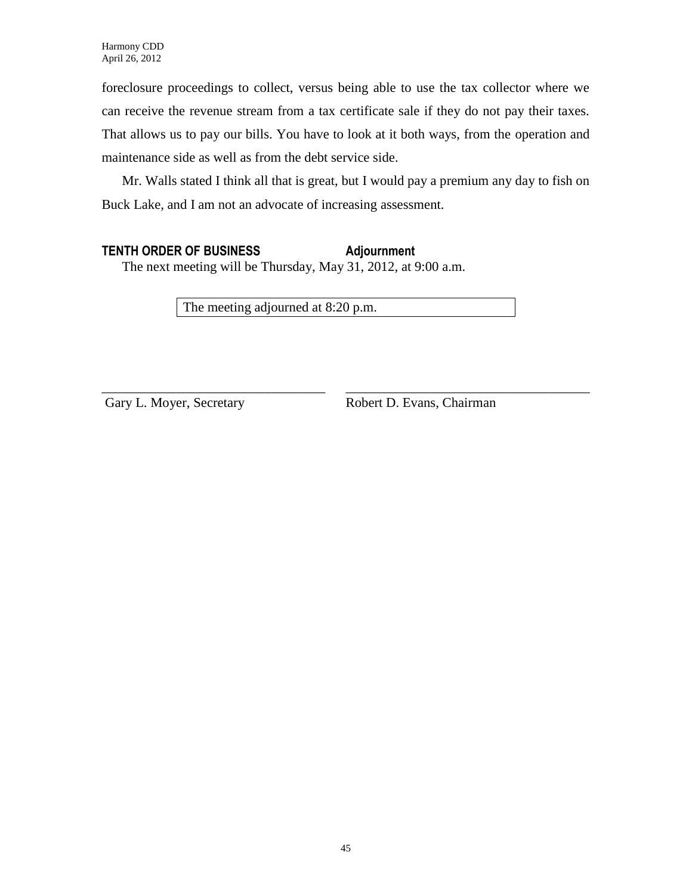foreclosure proceedings to collect, versus being able to use the tax collector where we can receive the revenue stream from a tax certificate sale if they do not pay their taxes. That allows us to pay our bills. You have to look at it both ways, from the operation and maintenance side as well as from the debt service side.

Mr. Walls stated I think all that is great, but I would pay a premium any day to fish on Buck Lake, and I am not an advocate of increasing assessment.

**TENTH ORDER OF BUSINESS** **Adjournment**

The next meeting will be Thursday, May 31, 2012, at 9:00 a.m.

The meeting adjourned at 8:20 p.m.

\_\_\_\_\_\_\_\_\_\_\_\_\_\_\_\_\_\_\_\_\_\_\_\_\_\_\_\_\_\_\_\_\_\_
Gary L. Moyer, Secretary

\_\_\_\_\_\_\_\_\_\_\_\_\_\_\_\_\_\_\_\_\_\_\_\_\_\_\_\_\_\_\_\_\_\_
Robert D. Evans, Chairman